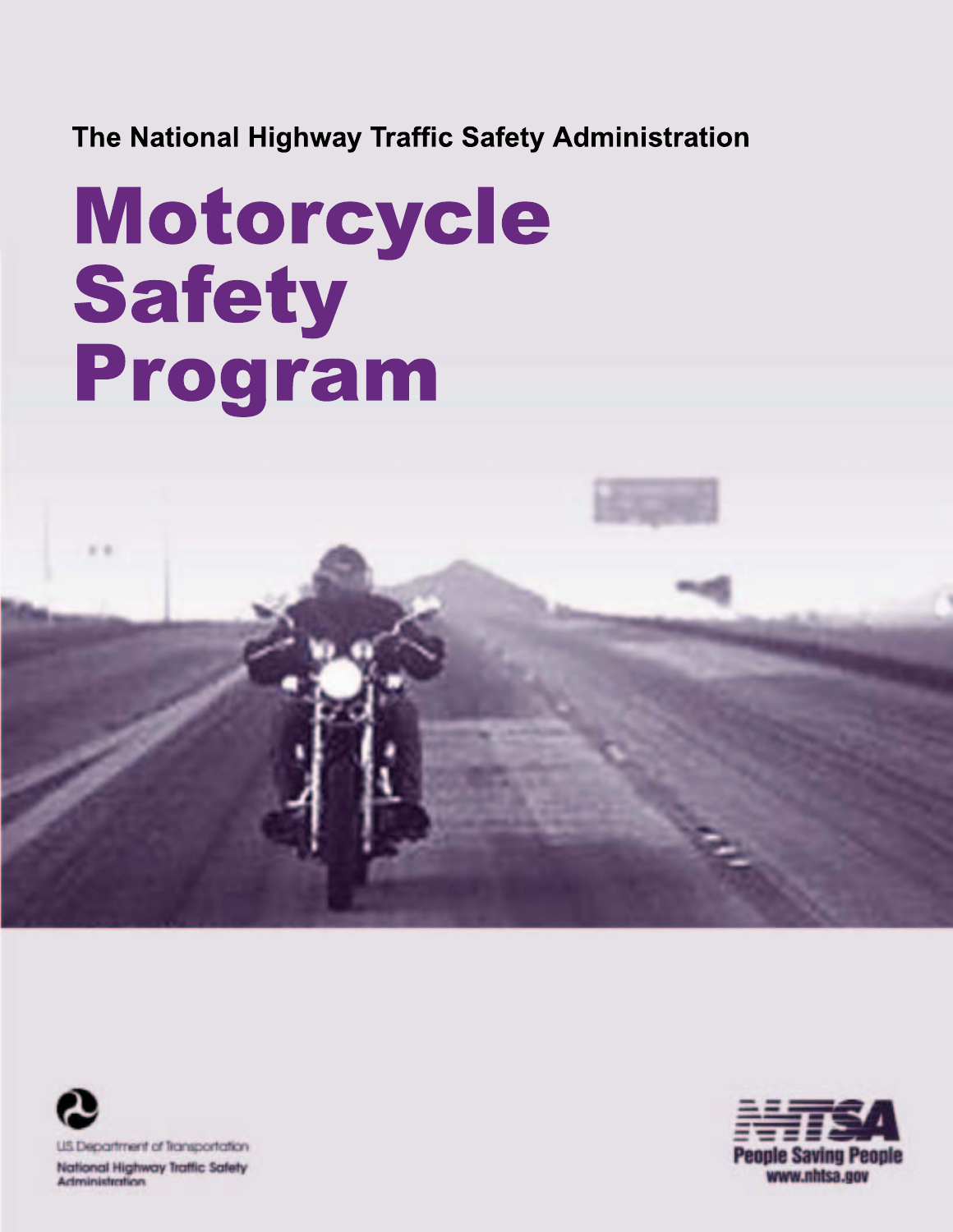The National Highway Traffic Safety Administration

# Motorcycle Safety Program

U.S. Department of Transportation
National Highway Traffic Safety Administration

NHTSA
People Saving People
www.nhtsa.gov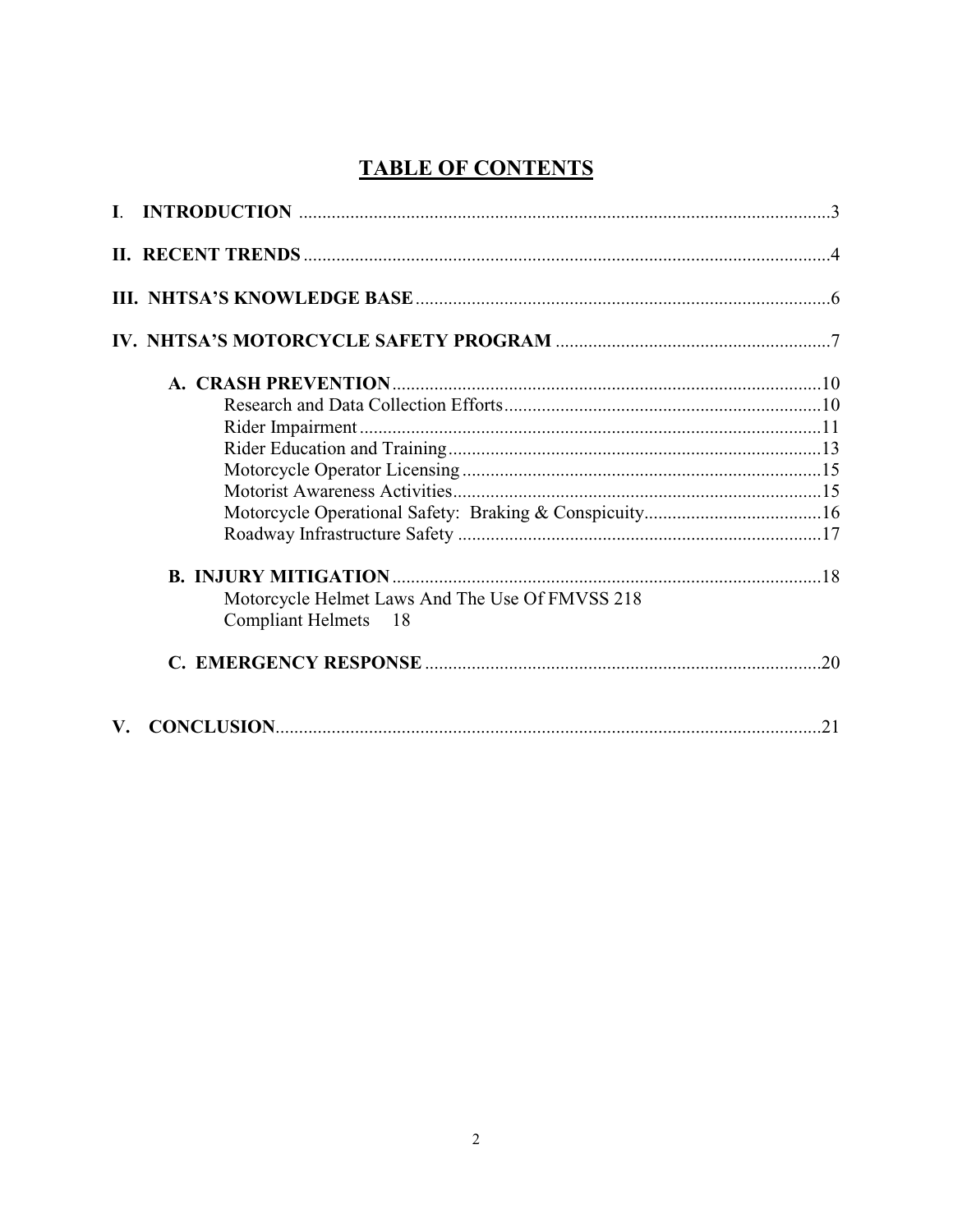# TABLE OF CONTENTS

**I. INTRODUCTION** ....................................................................................................3

**II. RECENT TRENDS** ..................................................................................................4

**III. NHTSA'S KNOWLEDGE BASE** ...........................................................................6

**IV. NHTSA'S MOTORCYCLE SAFETY PROGRAM** ..............................................7

- **A. CRASH PREVENTION** ......................................................................................10
  - Research and Data Collection Efforts.....................................................................10
  - Rider Impairment....................................................................................................11
  - Rider Education and Training.................................................................................13
  - Motorcycle Operator Licensing..............................................................................15
  - Motorist Awareness Activities................................................................................15
  - Motorcycle Operational Safety: Braking & Conspicuity.......................................16
  - Roadway Infrastructure Safety ...............................................................................17
- **B. INJURY MITIGATION** .......................................................................................18
  - Motorcycle Helmet Laws And The Use Of FMVSS 218 Compliant Helmets 18
- **C. EMERGENCY RESPONSE** ................................................................................20

**V. CONCLUSION**......................................................................................................21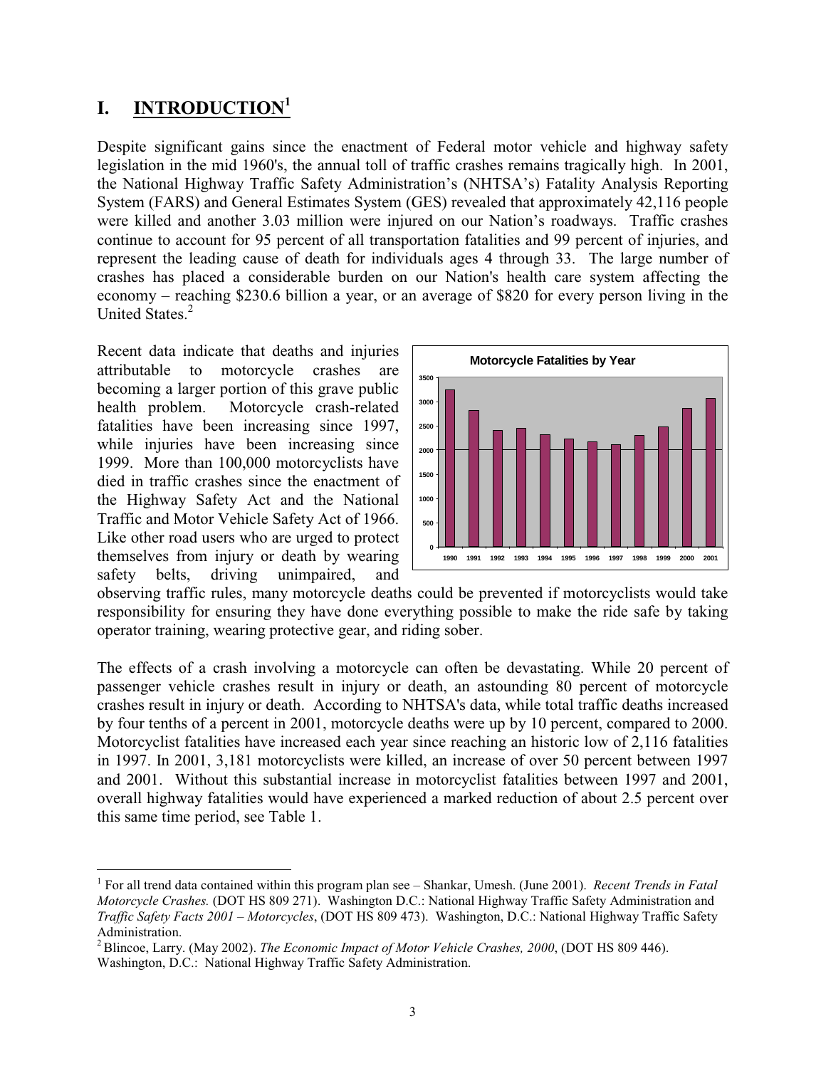# I. INTRODUCTION[1]

Despite significant gains since the enactment of Federal motor vehicle and highway safety legislation in the mid 1960's, the annual toll of traffic crashes remains tragically high. In 2001, the National Highway Traffic Safety Administration's (NHTSA's) Fatality Analysis Reporting System (FARS) and General Estimates System (GES) revealed that approximately 42,116 people were killed and another 3.03 million were injured on our Nation's roadways. Traffic crashes continue to account for 95 percent of all transportation fatalities and 99 percent of injuries, and represent the leading cause of death for individuals ages 4 through 33. The large number of crashes has placed a considerable burden on our Nation's health care system affecting the economy – reaching $230.6 billion a year, or an average of $820 for every person living in the United States.[2]

Recent data indicate that deaths and injuries attributable to motorcycle crashes are becoming a larger portion of this grave public health problem. Motorcycle crash-related fatalities have been increasing since 1997, while injuries have been increasing since 1999. More than 100,000 motorcyclists have died in traffic crashes since the enactment of the Highway Safety Act and the National Traffic and Motor Vehicle Safety Act of 1966. Like other road users who are urged to protect themselves from injury or death by wearing safety belts, driving unimpaired, and observing traffic rules, many motorcycle deaths could be prevented if motorcyclists would take responsibility for ensuring they have done everything possible to make the ride safe by taking operator training, wearing protective gear, and riding sober.

**Motorcycle Fatalities by Year**

The effects of a crash involving a motorcycle can often be devastating. While 20 percent of passenger vehicle crashes result in injury or death, an astounding 80 percent of motorcycle crashes result in injury or death. According to NHTSA's data, while total traffic deaths increased by four tenths of a percent in 2001, motorcycle deaths were up by 10 percent, compared to 2000. Motorcyclist fatalities have increased each year since reaching an historic low of 2,116 fatalities in 1997. In 2001, 3,181 motorcyclists were killed, an increase of over 50 percent between 1997 and 2001. Without this substantial increase in motorcyclist fatalities between 1997 and 2001, overall highway fatalities would have experienced a marked reduction of about 2.5 percent over this same time period, see Table 1.

---

[1] For all trend data contained within this program plan see – Shankar, Umesh. (June 2001). *Recent Trends in Fatal Motorcycle Crashes.* (DOT HS 809 271). Washington D.C.: National Highway Traffic Safety Administration and *Traffic Safety Facts 2001 – Motorcycles*, (DOT HS 809 473). Washington, D.C.: National Highway Traffic Safety Administration.

[2] Blincoe, Larry. (May 2002). *The Economic Impact of Motor Vehicle Crashes, 2000*, (DOT HS 809 446). Washington, D.C.: National Highway Traffic Safety Administration.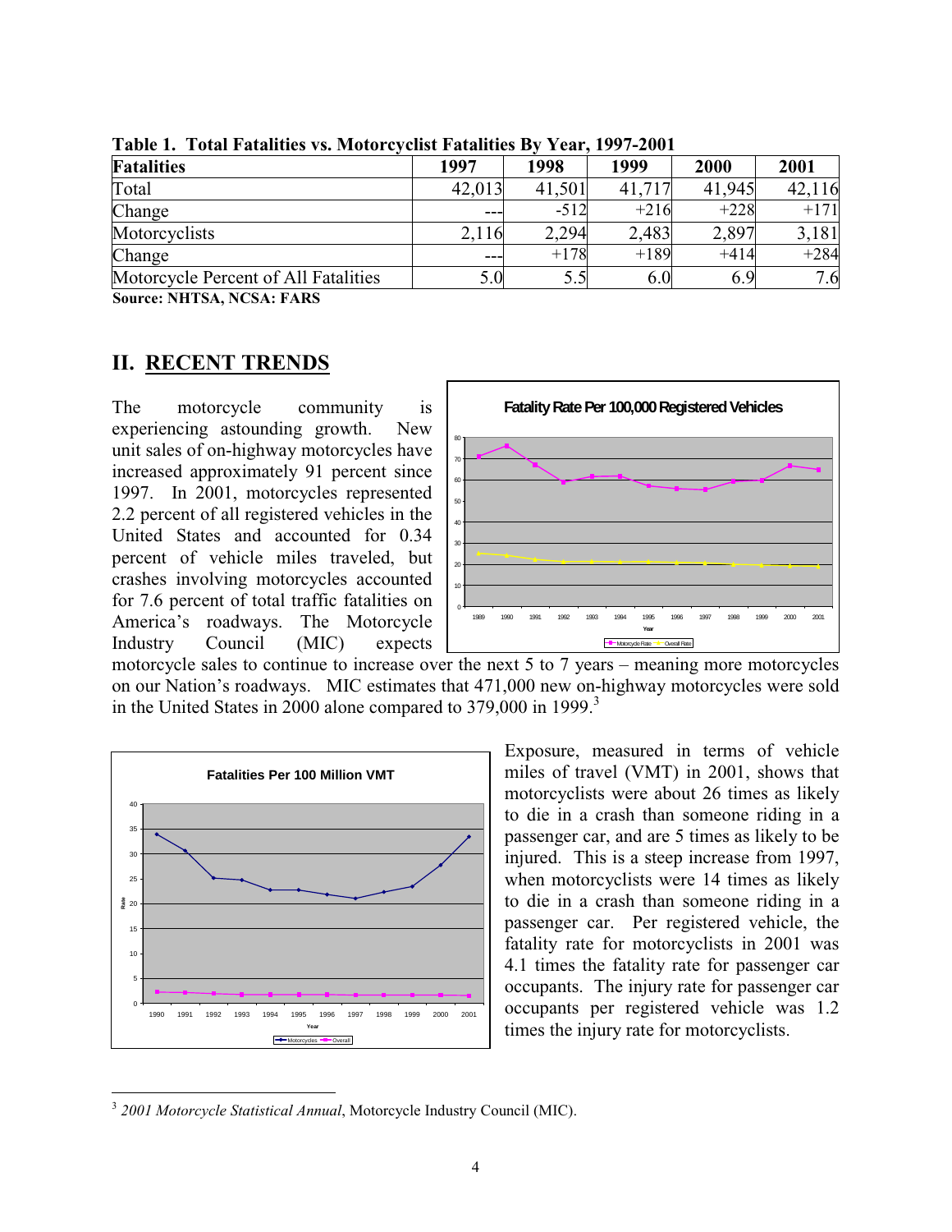**Table 1. Total Fatalities vs. Motorcyclist Fatalities By Year, 1997-2001**

| Fatalities | 1997 | 1998 | 1999 | 2000 | 2001 |
|---|---|---|---|---|---|
| Total | 42,013 | 41,501 | 41,717 | 41,945 | 42,116 |
| Change | --- | -512 | +216 | +228 | +171 |
| Motorcyclists | 2,116 | 2,294 | 2,483 | 2,897 | 3,181 |
| Change | --- | +178 | +189 | +414 | +284 |
| Motorcycle Percent of All Fatalities | 5.0 | 5.5 | 6.0 | 6.9 | 7.6 |

**Source: NHTSA, NCSA: FARS**

## II. RECENT TRENDS

The motorcycle community is experiencing astounding growth. New unit sales of on-highway motorcycles have increased approximately 91 percent since 1997. In 2001, motorcycles represented 2.2 percent of all registered vehicles in the United States and accounted for 0.34 percent of vehicle miles traveled, but crashes involving motorcycles accounted for 7.6 percent of total traffic fatalities on America's roadways. The Motorcycle Industry Council (MIC) expects motorcycle sales to continue to increase over the next 5 to 7 years – meaning more motorcycles on our Nation's roadways. MIC estimates that 471,000 new on-highway motorcycles were sold in the United States in 2000 alone compared to 379,000 in 1999.[3]

Exposure, measured in terms of vehicle miles of travel (VMT) in 2001, shows that motorcyclists were about 26 times as likely to die in a crash than someone riding in a passenger car, and are 5 times as likely to be injured. This is a steep increase from 1997, when motorcyclists were 14 times as likely to die in a crash than someone riding in a passenger car. Per registered vehicle, the fatality rate for motorcyclists in 2001 was 4.1 times the fatality rate for passenger car occupants. The injury rate for passenger car occupants per registered vehicle was 1.2 times the injury rate for motorcyclists.

---

[3] *2001 Motorcycle Statistical Annual*, Motorcycle Industry Council (MIC).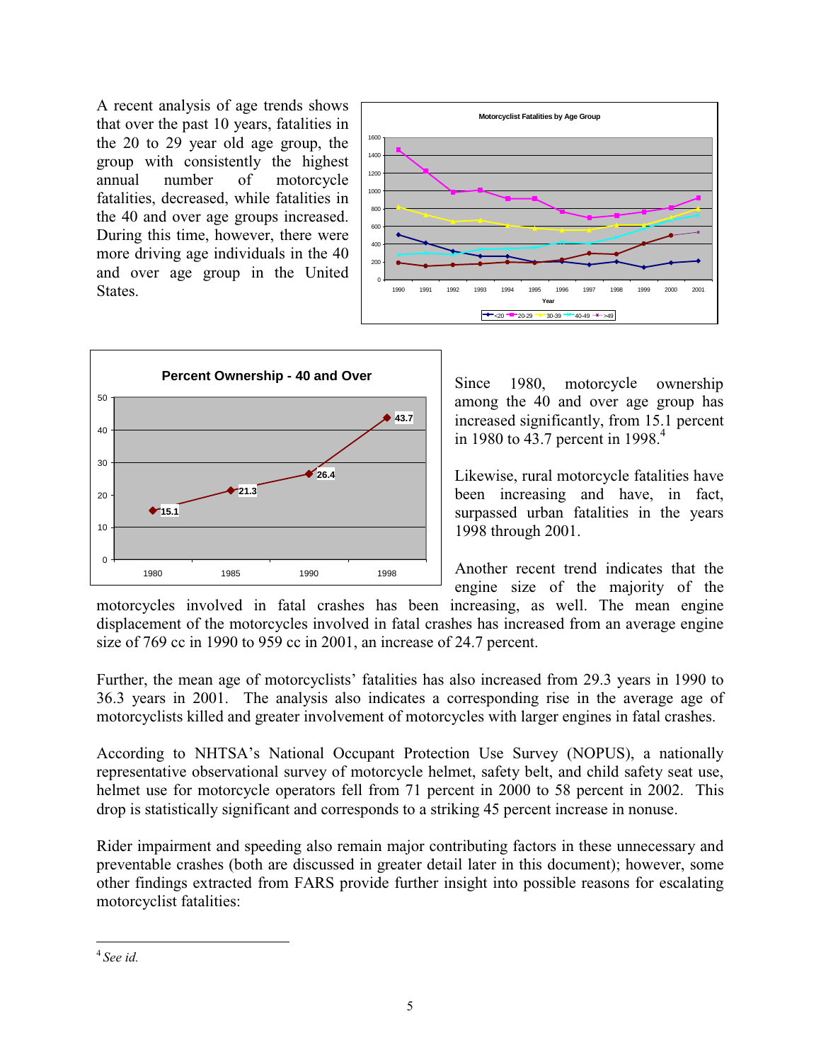A recent analysis of age trends shows that over the past 10 years, fatalities in the 20 to 29 year old age group, the group with consistently the highest annual number of motorcycle fatalities, decreased, while fatalities in the 40 and over age groups increased. During this time, however, there were more driving age individuals in the 40 and over age group in the United States.

Since 1980, motorcycle ownership among the 40 and over age group has increased significantly, from 15.1 percent in 1980 to 43.7 percent in 1998.[4]

Likewise, rural motorcycle fatalities have been increasing and have, in fact, surpassed urban fatalities in the years 1998 through 2001.

Another recent trend indicates that the engine size of the majority of the motorcycles involved in fatal crashes has been increasing, as well. The mean engine displacement of the motorcycles involved in fatal crashes has increased from an average engine size of 769 cc in 1990 to 959 cc in 2001, an increase of 24.7 percent.

Further, the mean age of motorcyclists' fatalities has also increased from 29.3 years in 1990 to 36.3 years in 2001. The analysis also indicates a corresponding rise in the average age of motorcyclists killed and greater involvement of motorcycles with larger engines in fatal crashes.

According to NHTSA's National Occupant Protection Use Survey (NOPUS), a nationally representative observational survey of motorcycle helmet, safety belt, and child safety seat use, helmet use for motorcycle operators fell from 71 percent in 2000 to 58 percent in 2002. This drop is statistically significant and corresponds to a striking 45 percent increase in nonuse.

Rider impairment and speeding also remain major contributing factors in these unnecessary and preventable crashes (both are discussed in greater detail later in this document); however, some other findings extracted from FARS provide further insight into possible reasons for escalating motorcyclist fatalities:

[4] *See id.*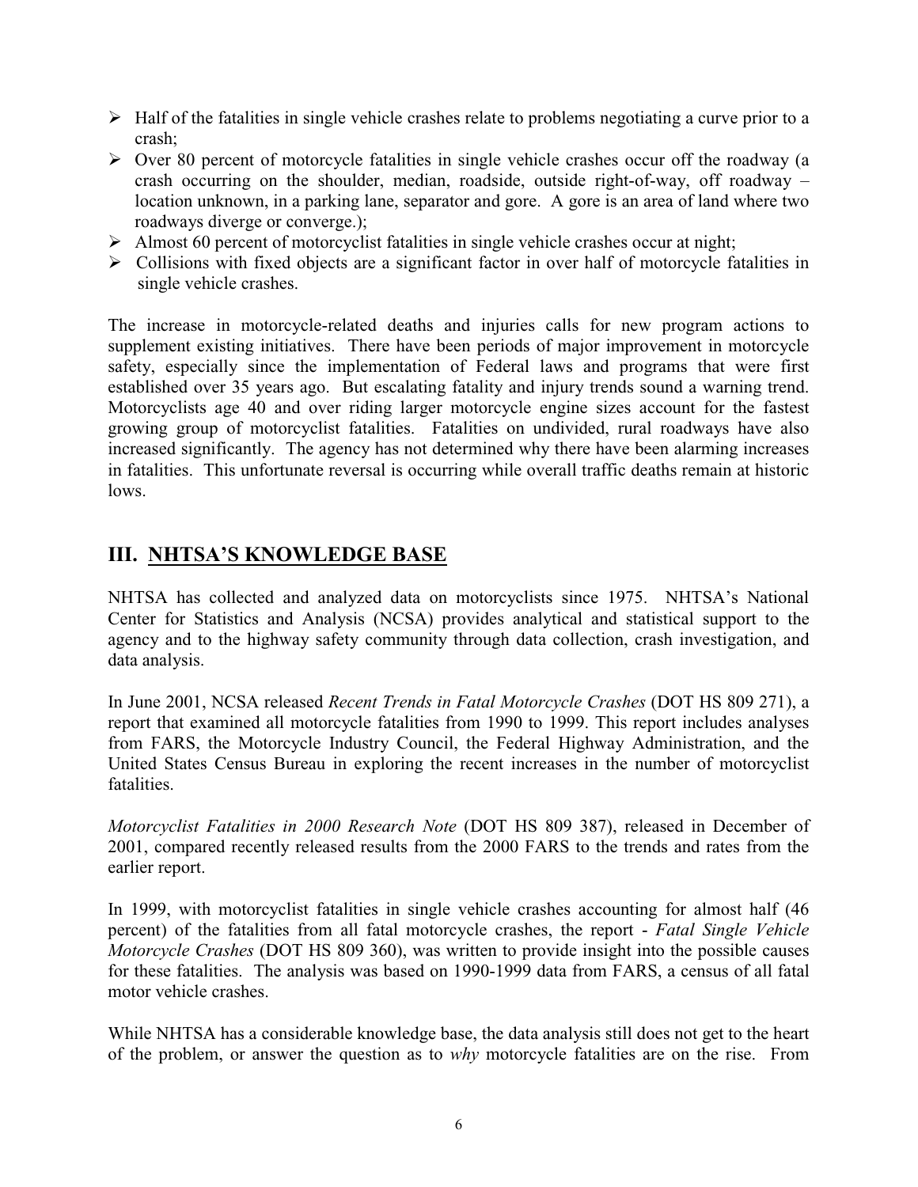- Half of the fatalities in single vehicle crashes relate to problems negotiating a curve prior to a crash;
- Over 80 percent of motorcycle fatalities in single vehicle crashes occur off the roadway (a crash occurring on the shoulder, median, roadside, outside right-of-way, off roadway – location unknown, in a parking lane, separator and gore. A gore is an area of land where two roadways diverge or converge.);
- Almost 60 percent of motorcyclist fatalities in single vehicle crashes occur at night;
- Collisions with fixed objects are a significant factor in over half of motorcycle fatalities in single vehicle crashes.

The increase in motorcycle-related deaths and injuries calls for new program actions to supplement existing initiatives. There have been periods of major improvement in motorcycle safety, especially since the implementation of Federal laws and programs that were first established over 35 years ago. But escalating fatality and injury trends sound a warning trend. Motorcyclists age 40 and over riding larger motorcycle engine sizes account for the fastest growing group of motorcyclist fatalities. Fatalities on undivided, rural roadways have also increased significantly. The agency has not determined why there have been alarming increases in fatalities. This unfortunate reversal is occurring while overall traffic deaths remain at historic lows.

## III. NHTSA'S KNOWLEDGE BASE

NHTSA has collected and analyzed data on motorcyclists since 1975. NHTSA's National Center for Statistics and Analysis (NCSA) provides analytical and statistical support to the agency and to the highway safety community through data collection, crash investigation, and data analysis.

In June 2001, NCSA released *Recent Trends in Fatal Motorcycle Crashes* (DOT HS 809 271), a report that examined all motorcycle fatalities from 1990 to 1999. This report includes analyses from FARS, the Motorcycle Industry Council, the Federal Highway Administration, and the United States Census Bureau in exploring the recent increases in the number of motorcyclist fatalities.

*Motorcyclist Fatalities in 2000 Research Note* (DOT HS 809 387), released in December of 2001, compared recently released results from the 2000 FARS to the trends and rates from the earlier report.

In 1999, with motorcyclist fatalities in single vehicle crashes accounting for almost half (46 percent) of the fatalities from all fatal motorcycle crashes, the report - *Fatal Single Vehicle Motorcycle Crashes* (DOT HS 809 360), was written to provide insight into the possible causes for these fatalities. The analysis was based on 1990-1999 data from FARS, a census of all fatal motor vehicle crashes.

While NHTSA has a considerable knowledge base, the data analysis still does not get to the heart of the problem, or answer the question as to *why* motorcycle fatalities are on the rise. From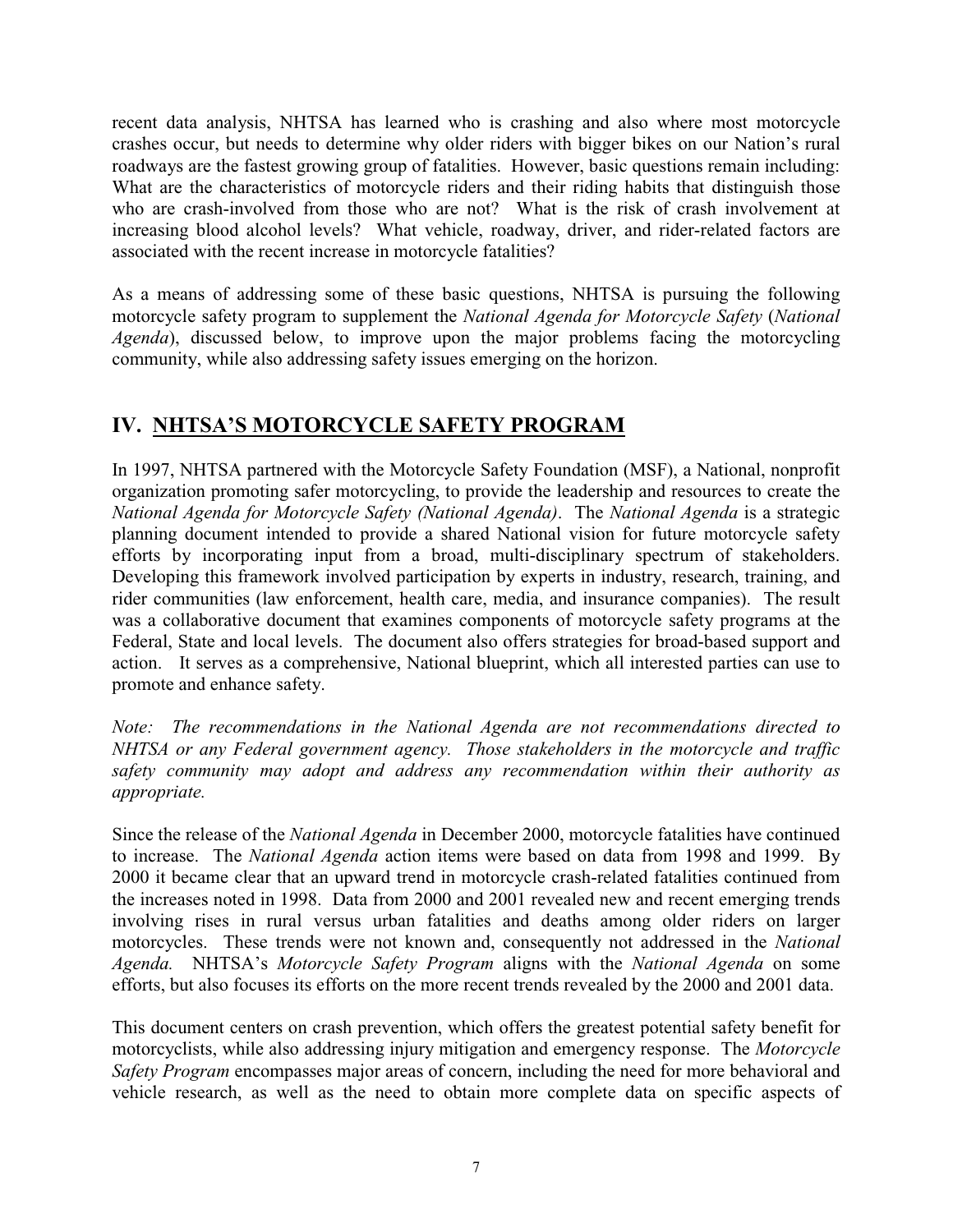recent data analysis, NHTSA has learned who is crashing and also where most motorcycle crashes occur, but needs to determine why older riders with bigger bikes on our Nation's rural roadways are the fastest growing group of fatalities. However, basic questions remain including: What are the characteristics of motorcycle riders and their riding habits that distinguish those who are crash-involved from those who are not? What is the risk of crash involvement at increasing blood alcohol levels? What vehicle, roadway, driver, and rider-related factors are associated with the recent increase in motorcycle fatalities?

As a means of addressing some of these basic questions, NHTSA is pursuing the following motorcycle safety program to supplement the *National Agenda for Motorcycle Safety* (*National Agenda*), discussed below, to improve upon the major problems facing the motorcycling community, while also addressing safety issues emerging on the horizon.

## IV. NHTSA'S MOTORCYCLE SAFETY PROGRAM

In 1997, NHTSA partnered with the Motorcycle Safety Foundation (MSF), a National, nonprofit organization promoting safer motorcycling, to provide the leadership and resources to create the *National Agenda for Motorcycle Safety (National Agenda)*. The *National Agenda* is a strategic planning document intended to provide a shared National vision for future motorcycle safety efforts by incorporating input from a broad, multi-disciplinary spectrum of stakeholders. Developing this framework involved participation by experts in industry, research, training, and rider communities (law enforcement, health care, media, and insurance companies). The result was a collaborative document that examines components of motorcycle safety programs at the Federal, State and local levels. The document also offers strategies for broad-based support and action. It serves as a comprehensive, National blueprint, which all interested parties can use to promote and enhance safety.

*Note: The recommendations in the National Agenda are not recommendations directed to NHTSA or any Federal government agency. Those stakeholders in the motorcycle and traffic safety community may adopt and address any recommendation within their authority as appropriate.*

Since the release of the *National Agenda* in December 2000, motorcycle fatalities have continued to increase. The *National Agenda* action items were based on data from 1998 and 1999. By 2000 it became clear that an upward trend in motorcycle crash-related fatalities continued from the increases noted in 1998. Data from 2000 and 2001 revealed new and recent emerging trends involving rises in rural versus urban fatalities and deaths among older riders on larger motorcycles. These trends were not known and, consequently not addressed in the *National Agenda.* NHTSA's *Motorcycle Safety Program* aligns with the *National Agenda* on some efforts, but also focuses its efforts on the more recent trends revealed by the 2000 and 2001 data.

This document centers on crash prevention, which offers the greatest potential safety benefit for motorcyclists, while also addressing injury mitigation and emergency response. The *Motorcycle Safety Program* encompasses major areas of concern, including the need for more behavioral and vehicle research, as well as the need to obtain more complete data on specific aspects of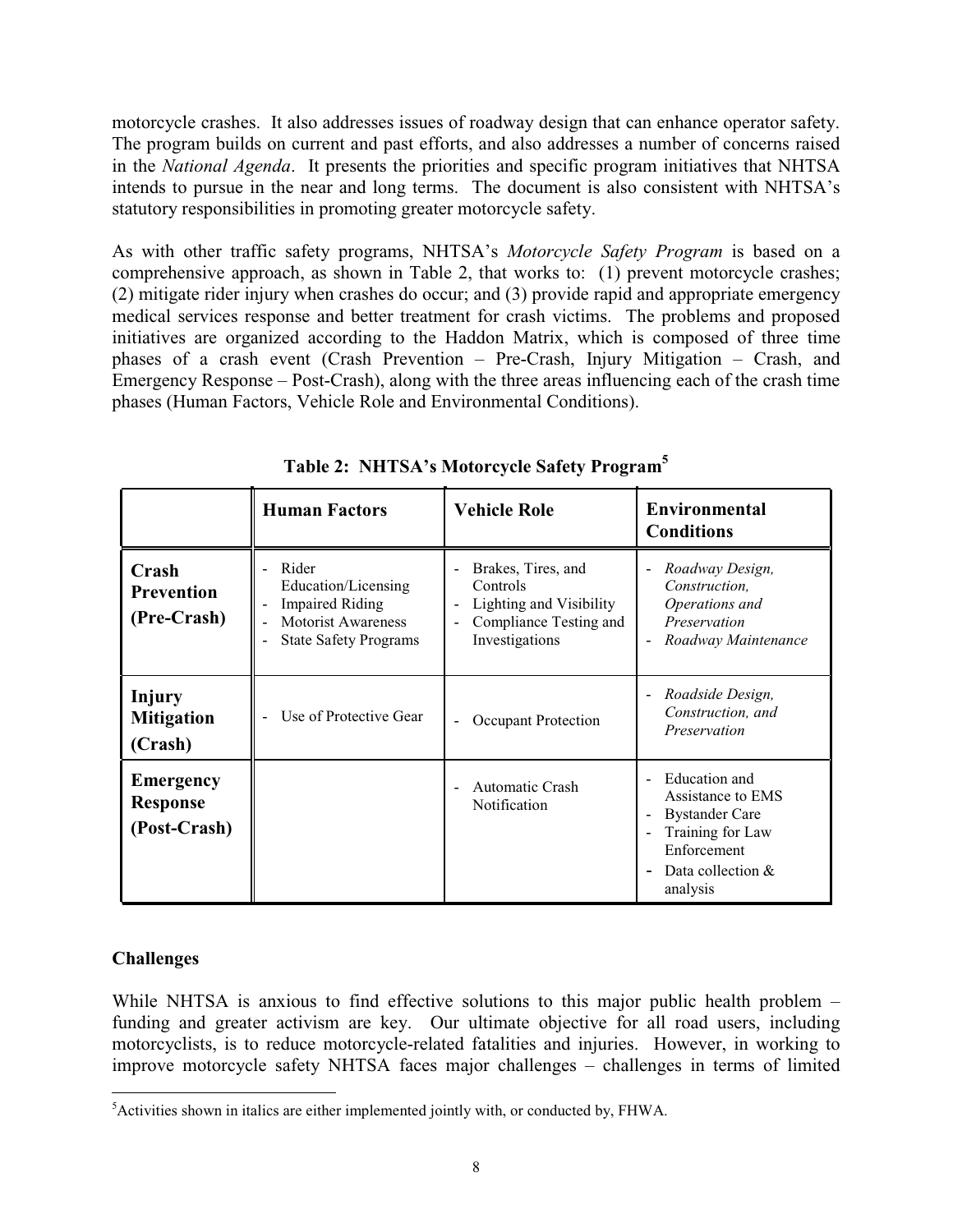motorcycle crashes. It also addresses issues of roadway design that can enhance operator safety. The program builds on current and past efforts, and also addresses a number of concerns raised in the *National Agenda*. It presents the priorities and specific program initiatives that NHTSA intends to pursue in the near and long terms. The document is also consistent with NHTSA's statutory responsibilities in promoting greater motorcycle safety.

As with other traffic safety programs, NHTSA's *Motorcycle Safety Program* is based on a comprehensive approach, as shown in Table 2, that works to: (1) prevent motorcycle crashes; (2) mitigate rider injury when crashes do occur; and (3) provide rapid and appropriate emergency medical services response and better treatment for crash victims. The problems and proposed initiatives are organized according to the Haddon Matrix, which is composed of three time phases of a crash event (Crash Prevention – Pre-Crash, Injury Mitigation – Crash, and Emergency Response – Post-Crash), along with the three areas influencing each of the crash time phases (Human Factors, Vehicle Role and Environmental Conditions).

**Table 2: NHTSA's Motorcycle Safety Program[5]**

| | **Human Factors** | **Vehicle Role** | **Environmental Conditions** |
|---|---|---|---|
| **Crash Prevention (Pre-Crash)** | - Rider Education/Licensing<br>- Impaired Riding<br>- Motorist Awareness<br>- State Safety Programs | - Brakes, Tires, and Controls<br>- Lighting and Visibility<br>- Compliance Testing and Investigations | - *Roadway Design, Construction, Operations and Preservation*<br>- *Roadway Maintenance* |
| **Injury Mitigation (Crash)** | - Use of Protective Gear | - Occupant Protection | - *Roadside Design, Construction, and Preservation* |
| **Emergency Response (Post-Crash)** | | - Automatic Crash Notification | - Education and Assistance to EMS<br>- Bystander Care<br>- Training for Law Enforcement<br>- Data collection & analysis |

## Challenges

While NHTSA is anxious to find effective solutions to this major public health problem – funding and greater activism are key. Our ultimate objective for all road users, including motorcyclists, is to reduce motorcycle-related fatalities and injuries. However, in working to improve motorcycle safety NHTSA faces major challenges – challenges in terms of limited

[5] Activities shown in italics are either implemented jointly with, or conducted by, FHWA.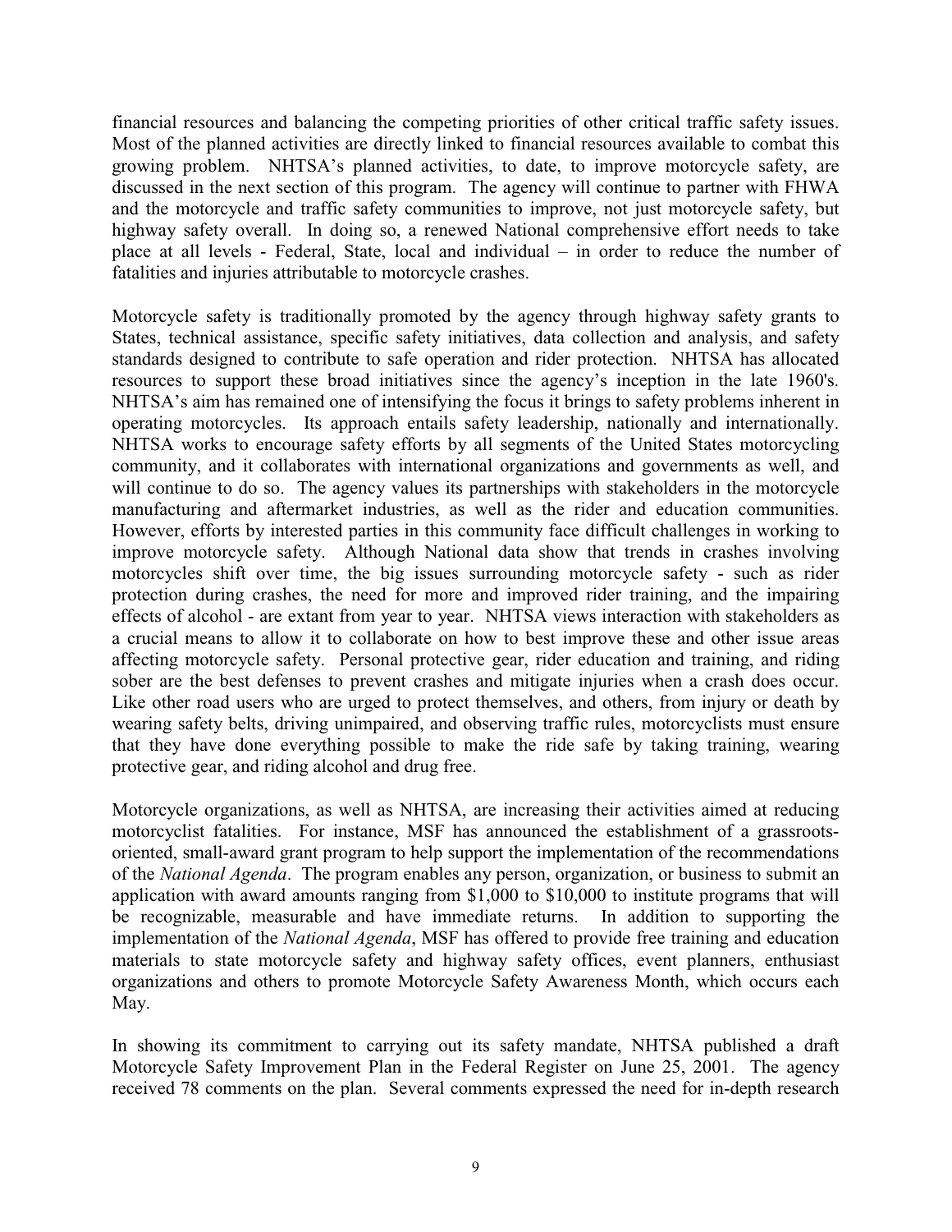financial resources and balancing the competing priorities of other critical traffic safety issues. Most of the planned activities are directly linked to financial resources available to combat this growing problem. NHTSA's planned activities, to date, to improve motorcycle safety, are discussed in the next section of this program. The agency will continue to partner with FHWA and the motorcycle and traffic safety communities to improve, not just motorcycle safety, but highway safety overall. In doing so, a renewed National comprehensive effort needs to take place at all levels - Federal, State, local and individual – in order to reduce the number of fatalities and injuries attributable to motorcycle crashes.

Motorcycle safety is traditionally promoted by the agency through highway safety grants to States, technical assistance, specific safety initiatives, data collection and analysis, and safety standards designed to contribute to safe operation and rider protection. NHTSA has allocated resources to support these broad initiatives since the agency's inception in the late 1960's. NHTSA's aim has remained one of intensifying the focus it brings to safety problems inherent in operating motorcycles. Its approach entails safety leadership, nationally and internationally. NHTSA works to encourage safety efforts by all segments of the United States motorcycling community, and it collaborates with international organizations and governments as well, and will continue to do so. The agency values its partnerships with stakeholders in the motorcycle manufacturing and aftermarket industries, as well as the rider and education communities. However, efforts by interested parties in this community face difficult challenges in working to improve motorcycle safety. Although National data show that trends in crashes involving motorcycles shift over time, the big issues surrounding motorcycle safety - such as rider protection during crashes, the need for more and improved rider training, and the impairing effects of alcohol - are extant from year to year. NHTSA views interaction with stakeholders as a crucial means to allow it to collaborate on how to best improve these and other issue areas affecting motorcycle safety. Personal protective gear, rider education and training, and riding sober are the best defenses to prevent crashes and mitigate injuries when a crash does occur. Like other road users who are urged to protect themselves, and others, from injury or death by wearing safety belts, driving unimpaired, and observing traffic rules, motorcyclists must ensure that they have done everything possible to make the ride safe by taking training, wearing protective gear, and riding alcohol and drug free.

Motorcycle organizations, as well as NHTSA, are increasing their activities aimed at reducing motorcyclist fatalities. For instance, MSF has announced the establishment of a grassroots-oriented, small-award grant program to help support the implementation of the recommendations of the *National Agenda*. The program enables any person, organization, or business to submit an application with award amounts ranging from $1,000 to $10,000 to institute programs that will be recognizable, measurable and have immediate returns. In addition to supporting the implementation of the *National Agenda*, MSF has offered to provide free training and education materials to state motorcycle safety and highway safety offices, event planners, enthusiast organizations and others to promote Motorcycle Safety Awareness Month, which occurs each May.

In showing its commitment to carrying out its safety mandate, NHTSA published a draft Motorcycle Safety Improvement Plan in the Federal Register on June 25, 2001. The agency received 78 comments on the plan. Several comments expressed the need for in-depth research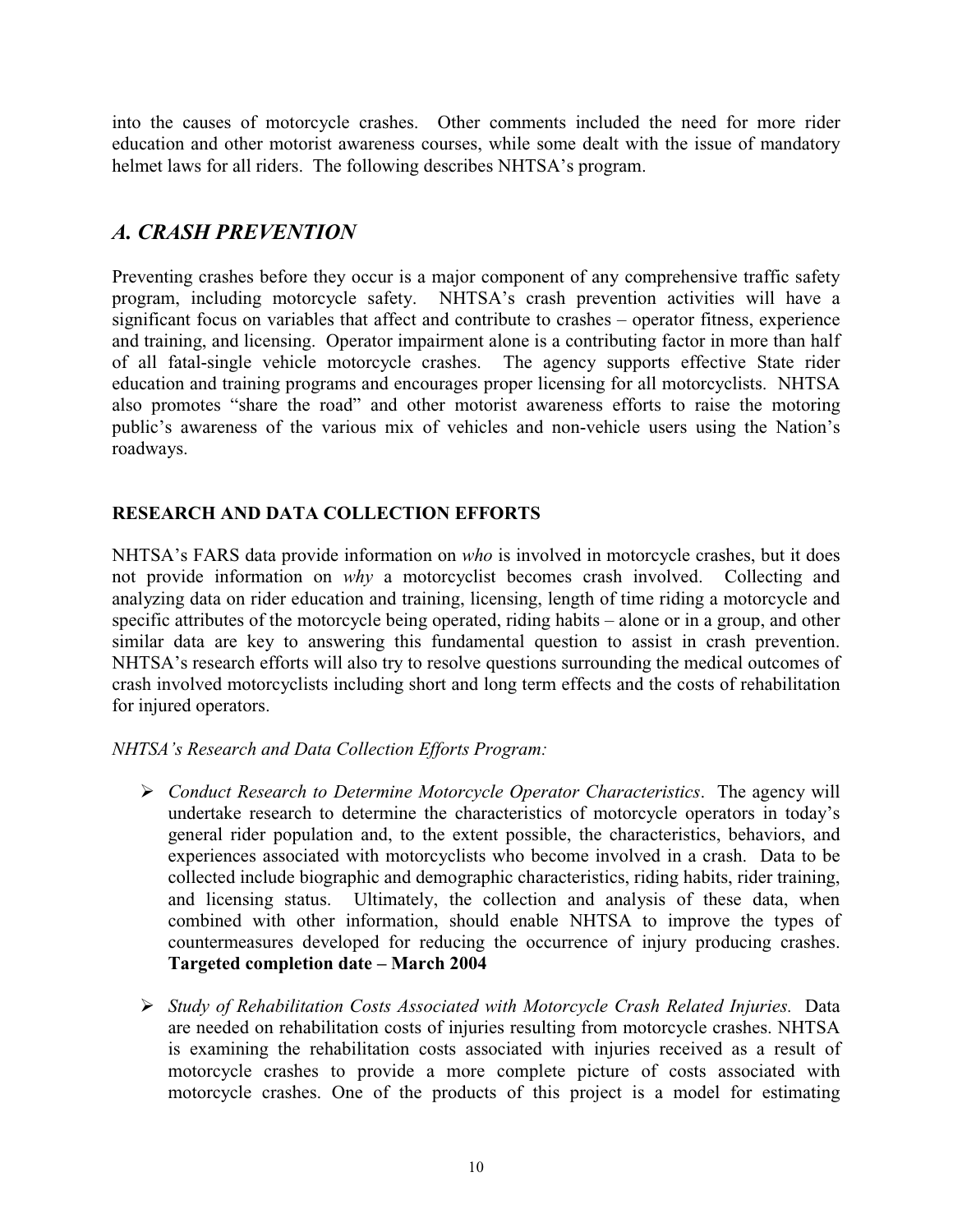into the causes of motorcycle crashes. Other comments included the need for more rider education and other motorist awareness courses, while some dealt with the issue of mandatory helmet laws for all riders. The following describes NHTSA's program.

## *A. CRASH PREVENTION*

Preventing crashes before they occur is a major component of any comprehensive traffic safety program, including motorcycle safety. NHTSA's crash prevention activities will have a significant focus on variables that affect and contribute to crashes – operator fitness, experience and training, and licensing. Operator impairment alone is a contributing factor in more than half of all fatal-single vehicle motorcycle crashes. The agency supports effective State rider education and training programs and encourages proper licensing for all motorcyclists. NHTSA also promotes "share the road" and other motorist awareness efforts to raise the motoring public's awareness of the various mix of vehicles and non-vehicle users using the Nation's roadways.

### RESEARCH AND DATA COLLECTION EFFORTS

NHTSA's FARS data provide information on *who* is involved in motorcycle crashes, but it does not provide information on *why* a motorcyclist becomes crash involved. Collecting and analyzing data on rider education and training, licensing, length of time riding a motorcycle and specific attributes of the motorcycle being operated, riding habits – alone or in a group, and other similar data are key to answering this fundamental question to assist in crash prevention. NHTSA's research efforts will also try to resolve questions surrounding the medical outcomes of crash involved motorcyclists including short and long term effects and the costs of rehabilitation for injured operators.

*NHTSA's Research and Data Collection Efforts Program:*

- *Conduct Research to Determine Motorcycle Operator Characteristics*. The agency will undertake research to determine the characteristics of motorcycle operators in today's general rider population and, to the extent possible, the characteristics, behaviors, and experiences associated with motorcyclists who become involved in a crash. Data to be collected include biographic and demographic characteristics, riding habits, rider training, and licensing status. Ultimately, the collection and analysis of these data, when combined with other information, should enable NHTSA to improve the types of countermeasures developed for reducing the occurrence of injury producing crashes. **Targeted completion date – March 2004**

- *Study of Rehabilitation Costs Associated with Motorcycle Crash Related Injuries.* Data are needed on rehabilitation costs of injuries resulting from motorcycle crashes. NHTSA is examining the rehabilitation costs associated with injuries received as a result of motorcycle crashes to provide a more complete picture of costs associated with motorcycle crashes. One of the products of this project is a model for estimating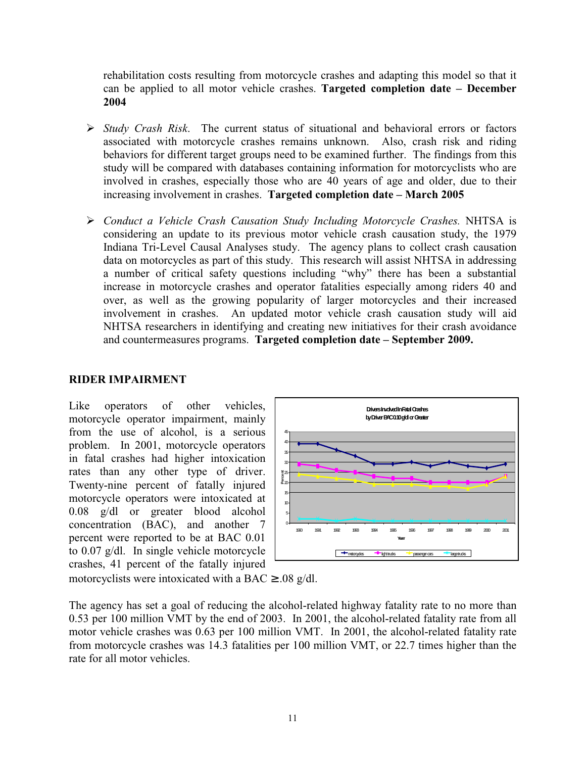rehabilitation costs resulting from motorcycle crashes and adapting this model so that it can be applied to all motor vehicle crashes. **Targeted completion date – December 2004**

- *Study Crash Risk.* The current status of situational and behavioral errors or factors associated with motorcycle crashes remains unknown. Also, crash risk and riding behaviors for different target groups need to be examined further. The findings from this study will be compared with databases containing information for motorcyclists who are involved in crashes, especially those who are 40 years of age and older, due to their increasing involvement in crashes. **Targeted completion date – March 2005**

- *Conduct a Vehicle Crash Causation Study Including Motorcycle Crashes.* NHTSA is considering an update to its previous motor vehicle crash causation study, the 1979 Indiana Tri-Level Causal Analyses study. The agency plans to collect crash causation data on motorcycles as part of this study. This research will assist NHTSA in addressing a number of critical safety questions including "why" there has been a substantial increase in motorcycle crashes and operator fatalities especially among riders 40 and over, as well as the growing popularity of larger motorcycles and their increased involvement in crashes. An updated motor vehicle crash causation study will aid NHTSA researchers in identifying and creating new initiatives for their crash avoidance and countermeasures programs. **Targeted completion date – September 2009.**

## RIDER IMPAIRMENT

Like operators of other vehicles, motorcycle operator impairment, mainly from the use of alcohol, is a serious problem. In 2001, motorcycle operators in fatal crashes had higher intoxication rates than any other type of driver. Twenty-nine percent of fatally injured motorcycle operators were intoxicated at 0.08 g/dl or greater blood alcohol concentration (BAC), and another 7 percent were reported to be at BAC 0.01 to 0.07 g/dl. In single vehicle motorcycle crashes, 41 percent of the fatally injured motorcyclists were intoxicated with a BAC ≥.08 g/dl.

The agency has set a goal of reducing the alcohol-related highway fatality rate to no more than 0.53 per 100 million VMT by the end of 2003. In 2001, the alcohol-related fatality rate from all motor vehicle crashes was 0.63 per 100 million VMT. In 2001, the alcohol-related fatality rate from motorcycle crashes was 14.3 fatalities per 100 million VMT, or 22.7 times higher than the rate for all motor vehicles.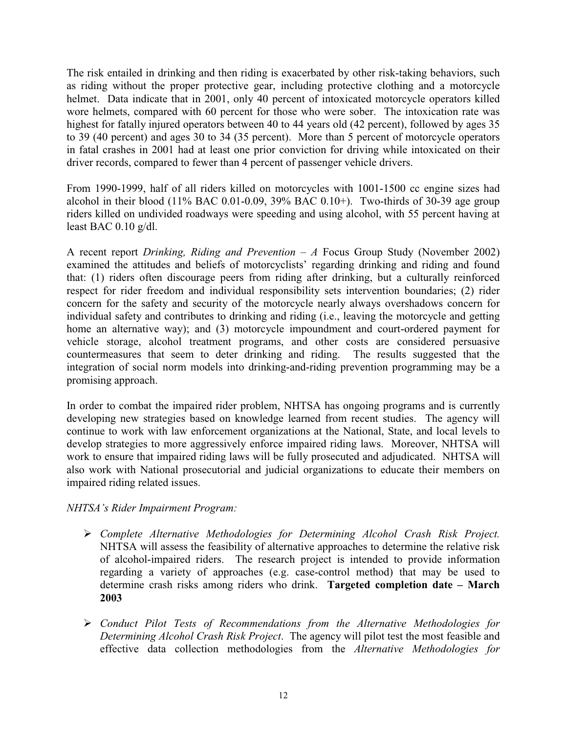The risk entailed in drinking and then riding is exacerbated by other risk-taking behaviors, such as riding without the proper protective gear, including protective clothing and a motorcycle helmet. Data indicate that in 2001, only 40 percent of intoxicated motorcycle operators killed wore helmets, compared with 60 percent for those who were sober. The intoxication rate was highest for fatally injured operators between 40 to 44 years old (42 percent), followed by ages 35 to 39 (40 percent) and ages 30 to 34 (35 percent). More than 5 percent of motorcycle operators in fatal crashes in 2001 had at least one prior conviction for driving while intoxicated on their driver records, compared to fewer than 4 percent of passenger vehicle drivers.

From 1990-1999, half of all riders killed on motorcycles with 1001-1500 cc engine sizes had alcohol in their blood (11% BAC 0.01-0.09, 39% BAC 0.10+). Two-thirds of 30-39 age group riders killed on undivided roadways were speeding and using alcohol, with 55 percent having at least BAC 0.10 g/dl.

A recent report *Drinking, Riding and Prevention – A* Focus Group Study (November 2002) examined the attitudes and beliefs of motorcyclists' regarding drinking and riding and found that: (1) riders often discourage peers from riding after drinking, but a culturally reinforced respect for rider freedom and individual responsibility sets intervention boundaries; (2) rider concern for the safety and security of the motorcycle nearly always overshadows concern for individual safety and contributes to drinking and riding (i.e., leaving the motorcycle and getting home an alternative way); and (3) motorcycle impoundment and court-ordered payment for vehicle storage, alcohol treatment programs, and other costs are considered persuasive countermeasures that seem to deter drinking and riding. The results suggested that the integration of social norm models into drinking-and-riding prevention programming may be a promising approach.

In order to combat the impaired rider problem, NHTSA has ongoing programs and is currently developing new strategies based on knowledge learned from recent studies. The agency will continue to work with law enforcement organizations at the National, State, and local levels to develop strategies to more aggressively enforce impaired riding laws. Moreover, NHTSA will work to ensure that impaired riding laws will be fully prosecuted and adjudicated. NHTSA will also work with National prosecutorial and judicial organizations to educate their members on impaired riding related issues.

*NHTSA's Rider Impairment Program:*

- *Complete Alternative Methodologies for Determining Alcohol Crash Risk Project.* NHTSA will assess the feasibility of alternative approaches to determine the relative risk of alcohol-impaired riders. The research project is intended to provide information regarding a variety of approaches (e.g. case-control method) that may be used to determine crash risks among riders who drink. **Targeted completion date – March 2003**

- *Conduct Pilot Tests of Recommendations from the Alternative Methodologies for Determining Alcohol Crash Risk Project*. The agency will pilot test the most feasible and effective data collection methodologies from the *Alternative Methodologies for*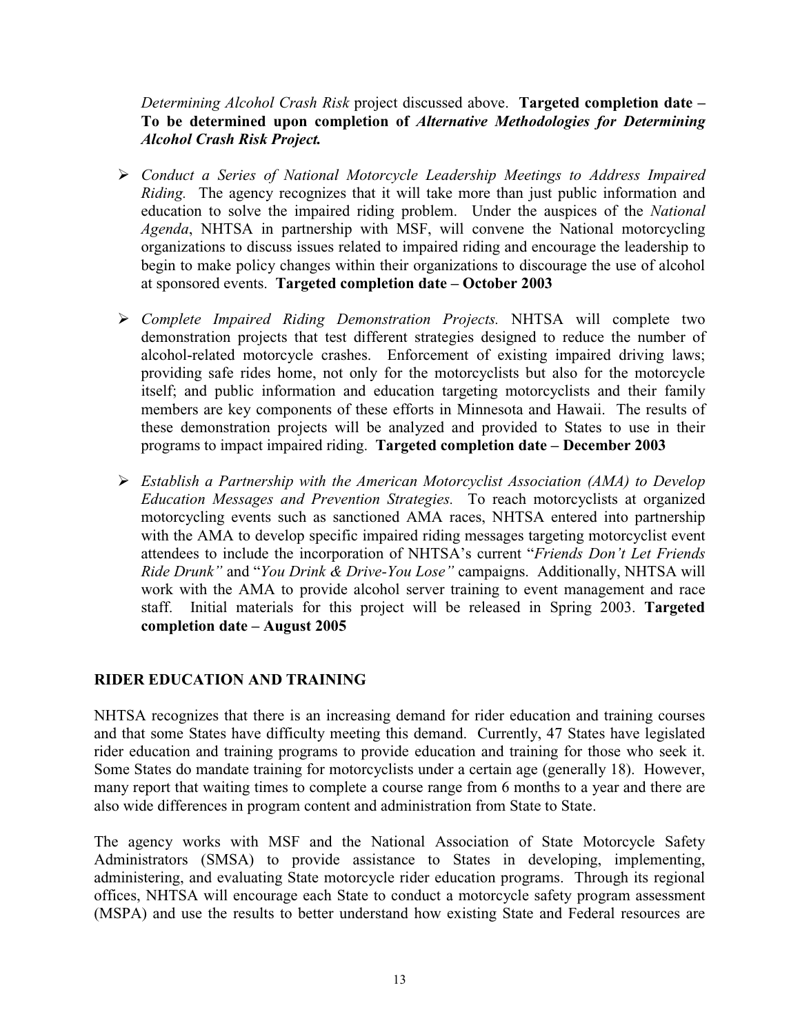*Determining Alcohol Crash Risk* project discussed above. **Targeted completion date – To be determined upon completion of *Alternative Methodologies for Determining Alcohol Crash Risk Project.***

- *Conduct a Series of National Motorcycle Leadership Meetings to Address Impaired Riding.* The agency recognizes that it will take more than just public information and education to solve the impaired riding problem. Under the auspices of the *National Agenda*, NHTSA in partnership with MSF, will convene the National motorcycling organizations to discuss issues related to impaired riding and encourage the leadership to begin to make policy changes within their organizations to discourage the use of alcohol at sponsored events. **Targeted completion date – October 2003**

- *Complete Impaired Riding Demonstration Projects.* NHTSA will complete two demonstration projects that test different strategies designed to reduce the number of alcohol-related motorcycle crashes. Enforcement of existing impaired driving laws; providing safe rides home, not only for the motorcyclists but also for the motorcycle itself; and public information and education targeting motorcyclists and their family members are key components of these efforts in Minnesota and Hawaii. The results of these demonstration projects will be analyzed and provided to States to use in their programs to impact impaired riding. **Targeted completion date – December 2003**

- *Establish a Partnership with the American Motorcyclist Association (AMA) to Develop Education Messages and Prevention Strategies.* To reach motorcyclists at organized motorcycling events such as sanctioned AMA races, NHTSA entered into partnership with the AMA to develop specific impaired riding messages targeting motorcyclist event attendees to include the incorporation of NHTSA's current "*Friends Don't Let Friends Ride Drunk"* and "*You Drink & Drive-You Lose"* campaigns. Additionally, NHTSA will work with the AMA to provide alcohol server training to event management and race staff. Initial materials for this project will be released in Spring 2003. **Targeted completion date – August 2005**

## RIDER EDUCATION AND TRAINING

NHTSA recognizes that there is an increasing demand for rider education and training courses and that some States have difficulty meeting this demand. Currently, 47 States have legislated rider education and training programs to provide education and training for those who seek it. Some States do mandate training for motorcyclists under a certain age (generally 18). However, many report that waiting times to complete a course range from 6 months to a year and there are also wide differences in program content and administration from State to State.

The agency works with MSF and the National Association of State Motorcycle Safety Administrators (SMSA) to provide assistance to States in developing, implementing, administering, and evaluating State motorcycle rider education programs. Through its regional offices, NHTSA will encourage each State to conduct a motorcycle safety program assessment (MSPA) and use the results to better understand how existing State and Federal resources are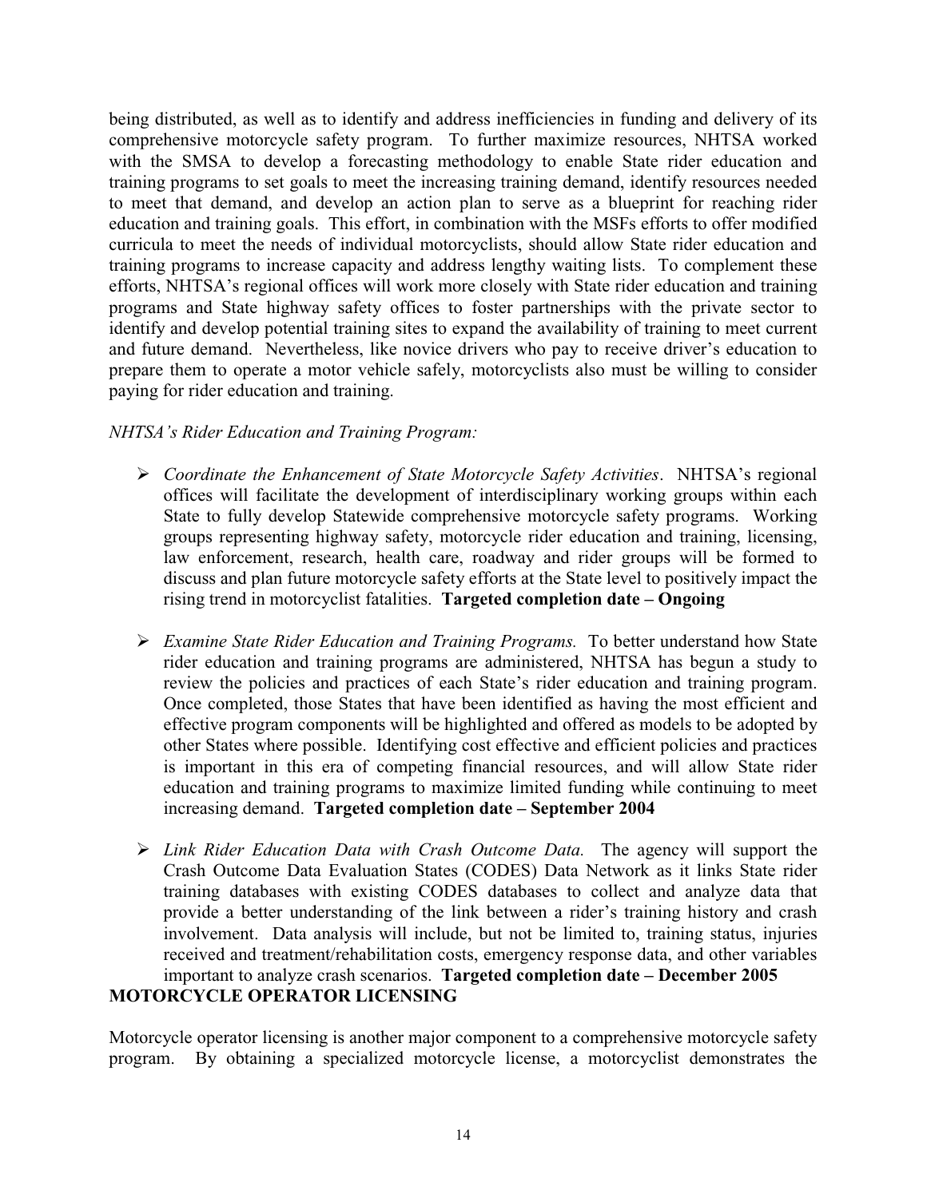being distributed, as well as to identify and address inefficiencies in funding and delivery of its comprehensive motorcycle safety program. To further maximize resources, NHTSA worked with the SMSA to develop a forecasting methodology to enable State rider education and training programs to set goals to meet the increasing training demand, identify resources needed to meet that demand, and develop an action plan to serve as a blueprint for reaching rider education and training goals. This effort, in combination with the MSFs efforts to offer modified curricula to meet the needs of individual motorcyclists, should allow State rider education and training programs to increase capacity and address lengthy waiting lists. To complement these efforts, NHTSA's regional offices will work more closely with State rider education and training programs and State highway safety offices to foster partnerships with the private sector to identify and develop potential training sites to expand the availability of training to meet current and future demand. Nevertheless, like novice drivers who pay to receive driver's education to prepare them to operate a motor vehicle safely, motorcyclists also must be willing to consider paying for rider education and training.

*NHTSA's Rider Education and Training Program:*

- *Coordinate the Enhancement of State Motorcycle Safety Activities*. NHTSA's regional offices will facilitate the development of interdisciplinary working groups within each State to fully develop Statewide comprehensive motorcycle safety programs. Working groups representing highway safety, motorcycle rider education and training, licensing, law enforcement, research, health care, roadway and rider groups will be formed to discuss and plan future motorcycle safety efforts at the State level to positively impact the rising trend in motorcyclist fatalities. **Targeted completion date – Ongoing**

- *Examine State Rider Education and Training Programs.* To better understand how State rider education and training programs are administered, NHTSA has begun a study to review the policies and practices of each State's rider education and training program. Once completed, those States that have been identified as having the most efficient and effective program components will be highlighted and offered as models to be adopted by other States where possible. Identifying cost effective and efficient policies and practices is important in this era of competing financial resources, and will allow State rider education and training programs to maximize limited funding while continuing to meet increasing demand. **Targeted completion date – September 2004**

- *Link Rider Education Data with Crash Outcome Data.* The agency will support the Crash Outcome Data Evaluation States (CODES) Data Network as it links State rider training databases with existing CODES databases to collect and analyze data that provide a better understanding of the link between a rider's training history and crash involvement. Data analysis will include, but not be limited to, training status, injuries received and treatment/rehabilitation costs, emergency response data, and other variables important to analyze crash scenarios. **Targeted completion date – December 2005**

## MOTORCYCLE OPERATOR LICENSING

Motorcycle operator licensing is another major component to a comprehensive motorcycle safety program. By obtaining a specialized motorcycle license, a motorcyclist demonstrates the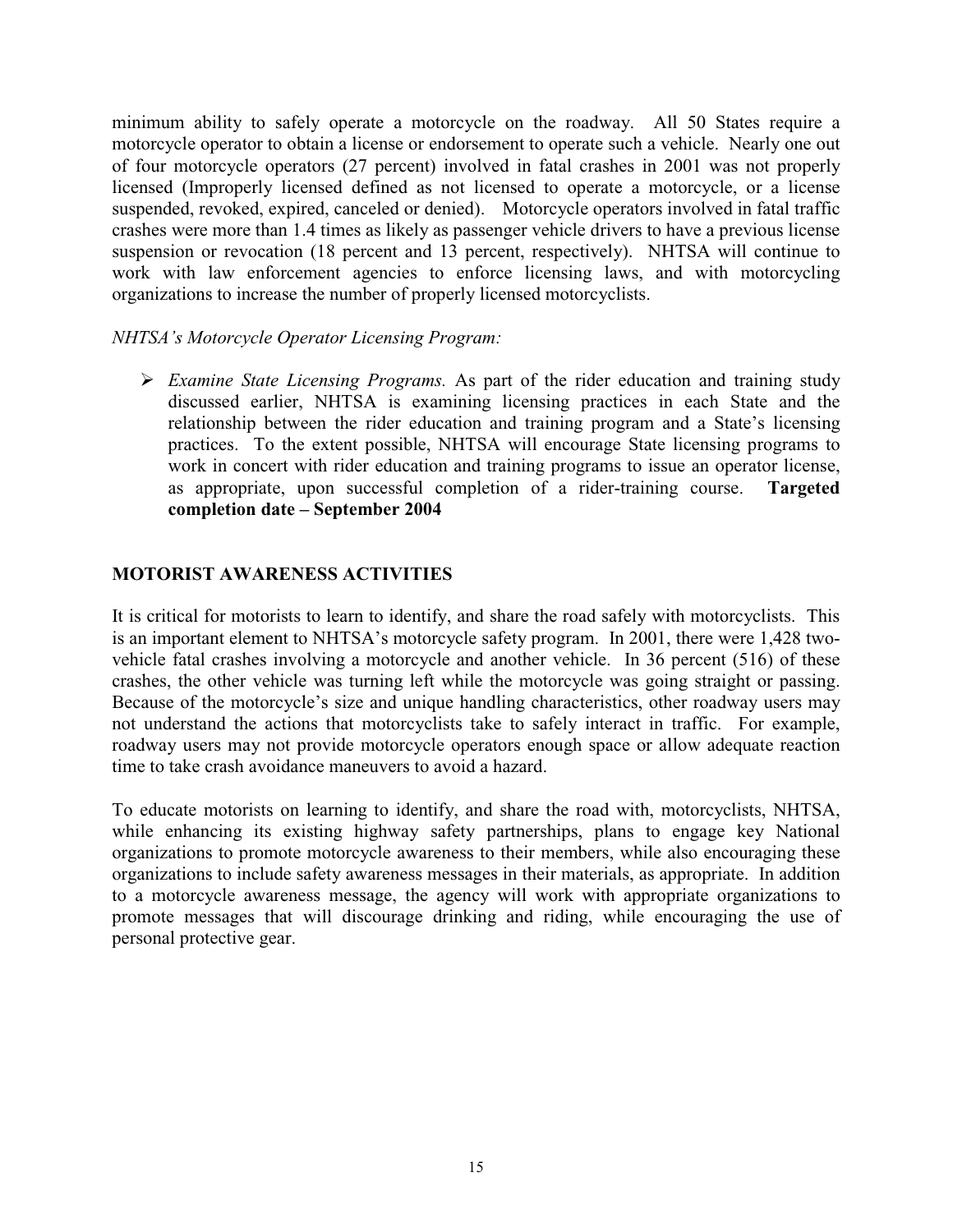minimum ability to safely operate a motorcycle on the roadway. All 50 States require a motorcycle operator to obtain a license or endorsement to operate such a vehicle. Nearly one out of four motorcycle operators (27 percent) involved in fatal crashes in 2001 was not properly licensed (Improperly licensed defined as not licensed to operate a motorcycle, or a license suspended, revoked, expired, canceled or denied). Motorcycle operators involved in fatal traffic crashes were more than 1.4 times as likely as passenger vehicle drivers to have a previous license suspension or revocation (18 percent and 13 percent, respectively). NHTSA will continue to work with law enforcement agencies to enforce licensing laws, and with motorcycling organizations to increase the number of properly licensed motorcyclists.

*NHTSA's Motorcycle Operator Licensing Program:*

- *Examine State Licensing Programs.* As part of the rider education and training study discussed earlier, NHTSA is examining licensing practices in each State and the relationship between the rider education and training program and a State's licensing practices. To the extent possible, NHTSA will encourage State licensing programs to work in concert with rider education and training programs to issue an operator license, as appropriate, upon successful completion of a rider-training course. **Targeted completion date – September 2004**

## MOTORIST AWARENESS ACTIVITIES

It is critical for motorists to learn to identify, and share the road safely with motorcyclists. This is an important element to NHTSA's motorcycle safety program. In 2001, there were 1,428 two-vehicle fatal crashes involving a motorcycle and another vehicle. In 36 percent (516) of these crashes, the other vehicle was turning left while the motorcycle was going straight or passing. Because of the motorcycle's size and unique handling characteristics, other roadway users may not understand the actions that motorcyclists take to safely interact in traffic. For example, roadway users may not provide motorcycle operators enough space or allow adequate reaction time to take crash avoidance maneuvers to avoid a hazard.

To educate motorists on learning to identify, and share the road with, motorcyclists, NHTSA, while enhancing its existing highway safety partnerships, plans to engage key National organizations to promote motorcycle awareness to their members, while also encouraging these organizations to include safety awareness messages in their materials, as appropriate. In addition to a motorcycle awareness message, the agency will work with appropriate organizations to promote messages that will discourage drinking and riding, while encouraging the use of personal protective gear.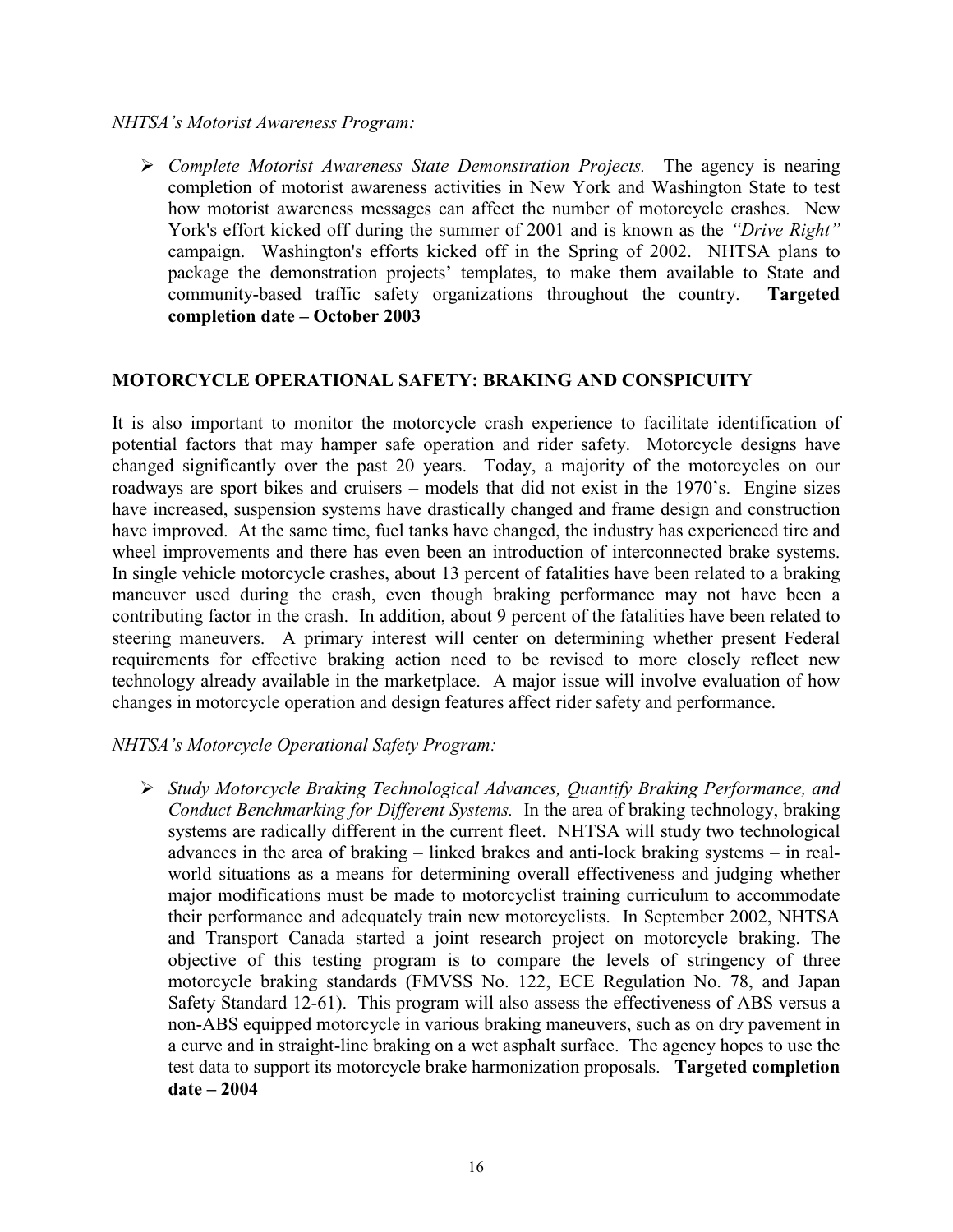*NHTSA's Motorist Awareness Program:*

- *Complete Motorist Awareness State Demonstration Projects.* The agency is nearing completion of motorist awareness activities in New York and Washington State to test how motorist awareness messages can affect the number of motorcycle crashes. New York's effort kicked off during the summer of 2001 and is known as the *"Drive Right"* campaign. Washington's efforts kicked off in the Spring of 2002. NHTSA plans to package the demonstration projects' templates, to make them available to State and community-based traffic safety organizations throughout the country. **Targeted completion date – October 2003**

## MOTORCYCLE OPERATIONAL SAFETY: BRAKING AND CONSPICUITY

It is also important to monitor the motorcycle crash experience to facilitate identification of potential factors that may hamper safe operation and rider safety. Motorcycle designs have changed significantly over the past 20 years. Today, a majority of the motorcycles on our roadways are sport bikes and cruisers – models that did not exist in the 1970's. Engine sizes have increased, suspension systems have drastically changed and frame design and construction have improved. At the same time, fuel tanks have changed, the industry has experienced tire and wheel improvements and there has even been an introduction of interconnected brake systems. In single vehicle motorcycle crashes, about 13 percent of fatalities have been related to a braking maneuver used during the crash, even though braking performance may not have been a contributing factor in the crash. In addition, about 9 percent of the fatalities have been related to steering maneuvers. A primary interest will center on determining whether present Federal requirements for effective braking action need to be revised to more closely reflect new technology already available in the marketplace. A major issue will involve evaluation of how changes in motorcycle operation and design features affect rider safety and performance.

*NHTSA's Motorcycle Operational Safety Program:*

- *Study Motorcycle Braking Technological Advances, Quantify Braking Performance, and Conduct Benchmarking for Different Systems.* In the area of braking technology, braking systems are radically different in the current fleet. NHTSA will study two technological advances in the area of braking – linked brakes and anti-lock braking systems – in real-world situations as a means for determining overall effectiveness and judging whether major modifications must be made to motorcyclist training curriculum to accommodate their performance and adequately train new motorcyclists. In September 2002, NHTSA and Transport Canada started a joint research project on motorcycle braking. The objective of this testing program is to compare the levels of stringency of three motorcycle braking standards (FMVSS No. 122, ECE Regulation No. 78, and Japan Safety Standard 12-61). This program will also assess the effectiveness of ABS versus a non-ABS equipped motorcycle in various braking maneuvers, such as on dry pavement in a curve and in straight-line braking on a wet asphalt surface. The agency hopes to use the test data to support its motorcycle brake harmonization proposals. **Targeted completion date – 2004**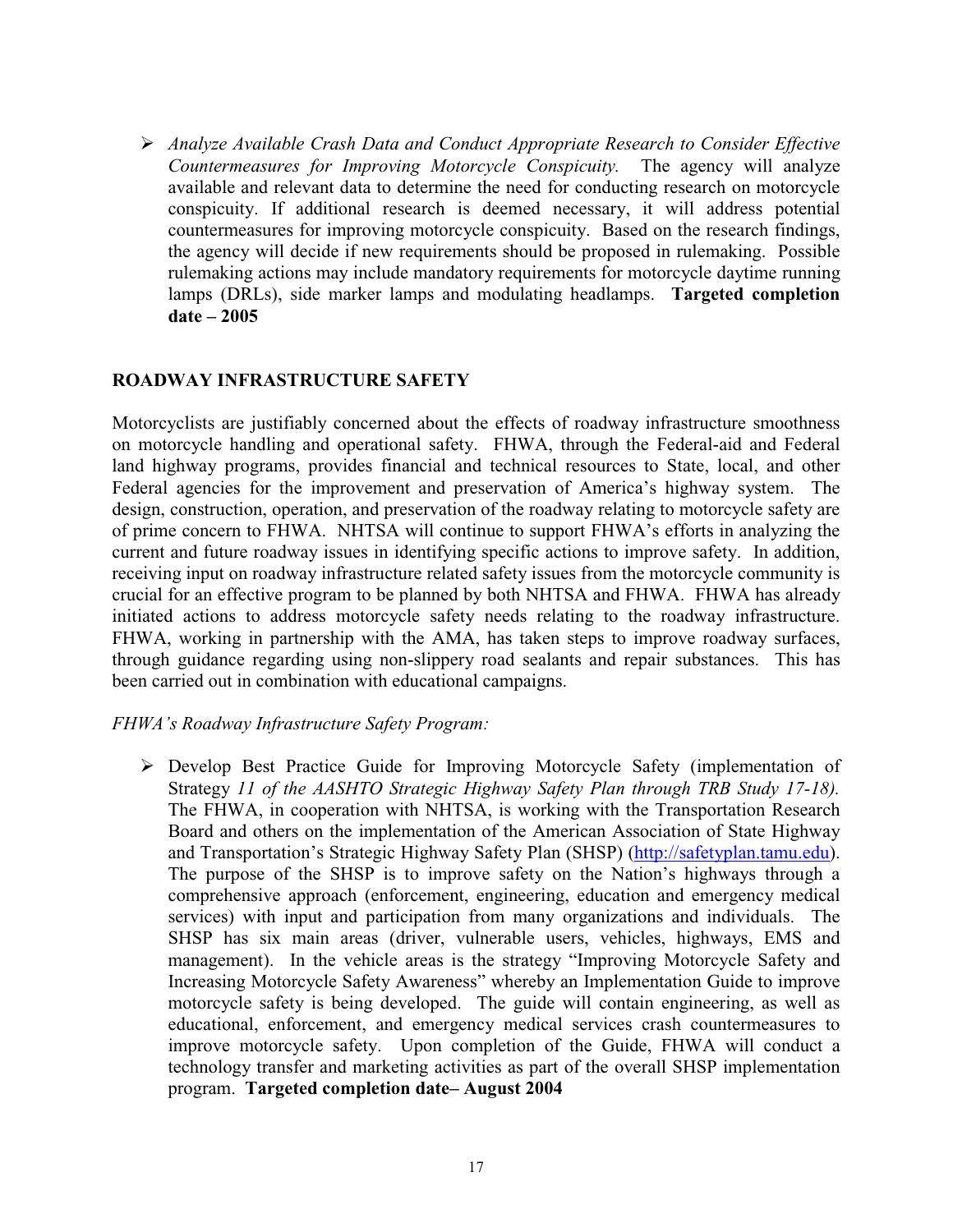- *Analyze Available Crash Data and Conduct Appropriate Research to Consider Effective Countermeasures for Improving Motorcycle Conspicuity.* The agency will analyze available and relevant data to determine the need for conducting research on motorcycle conspicuity. If additional research is deemed necessary, it will address potential countermeasures for improving motorcycle conspicuity. Based on the research findings, the agency will decide if new requirements should be proposed in rulemaking. Possible rulemaking actions may include mandatory requirements for motorcycle daytime running lamps (DRLs), side marker lamps and modulating headlamps. **Targeted completion date – 2005**

## ROADWAY INFRASTRUCTURE SAFETY

Motorcyclists are justifiably concerned about the effects of roadway infrastructure smoothness on motorcycle handling and operational safety. FHWA, through the Federal-aid and Federal land highway programs, provides financial and technical resources to State, local, and other Federal agencies for the improvement and preservation of America's highway system. The design, construction, operation, and preservation of the roadway relating to motorcycle safety are of prime concern to FHWA. NHTSA will continue to support FHWA's efforts in analyzing the current and future roadway issues in identifying specific actions to improve safety. In addition, receiving input on roadway infrastructure related safety issues from the motorcycle community is crucial for an effective program to be planned by both NHTSA and FHWA. FHWA has already initiated actions to address motorcycle safety needs relating to the roadway infrastructure. FHWA, working in partnership with the AMA, has taken steps to improve roadway surfaces, through guidance regarding using non-slippery road sealants and repair substances. This has been carried out in combination with educational campaigns.

*FHWA's Roadway Infrastructure Safety Program:*

- Develop Best Practice Guide for Improving Motorcycle Safety (implementation of Strategy *11 of the AASHTO Strategic Highway Safety Plan through TRB Study 17-18).* The FHWA, in cooperation with NHTSA, is working with the Transportation Research Board and others on the implementation of the American Association of State Highway and Transportation's Strategic Highway Safety Plan (SHSP) (http://safetyplan.tamu.edu). The purpose of the SHSP is to improve safety on the Nation's highways through a comprehensive approach (enforcement, engineering, education and emergency medical services) with input and participation from many organizations and individuals. The SHSP has six main areas (driver, vulnerable users, vehicles, highways, EMS and management). In the vehicle areas is the strategy "Improving Motorcycle Safety and Increasing Motorcycle Safety Awareness" whereby an Implementation Guide to improve motorcycle safety is being developed. The guide will contain engineering, as well as educational, enforcement, and emergency medical services crash countermeasures to improve motorcycle safety. Upon completion of the Guide, FHWA will conduct a technology transfer and marketing activities as part of the overall SHSP implementation program. **Targeted completion date– August 2004**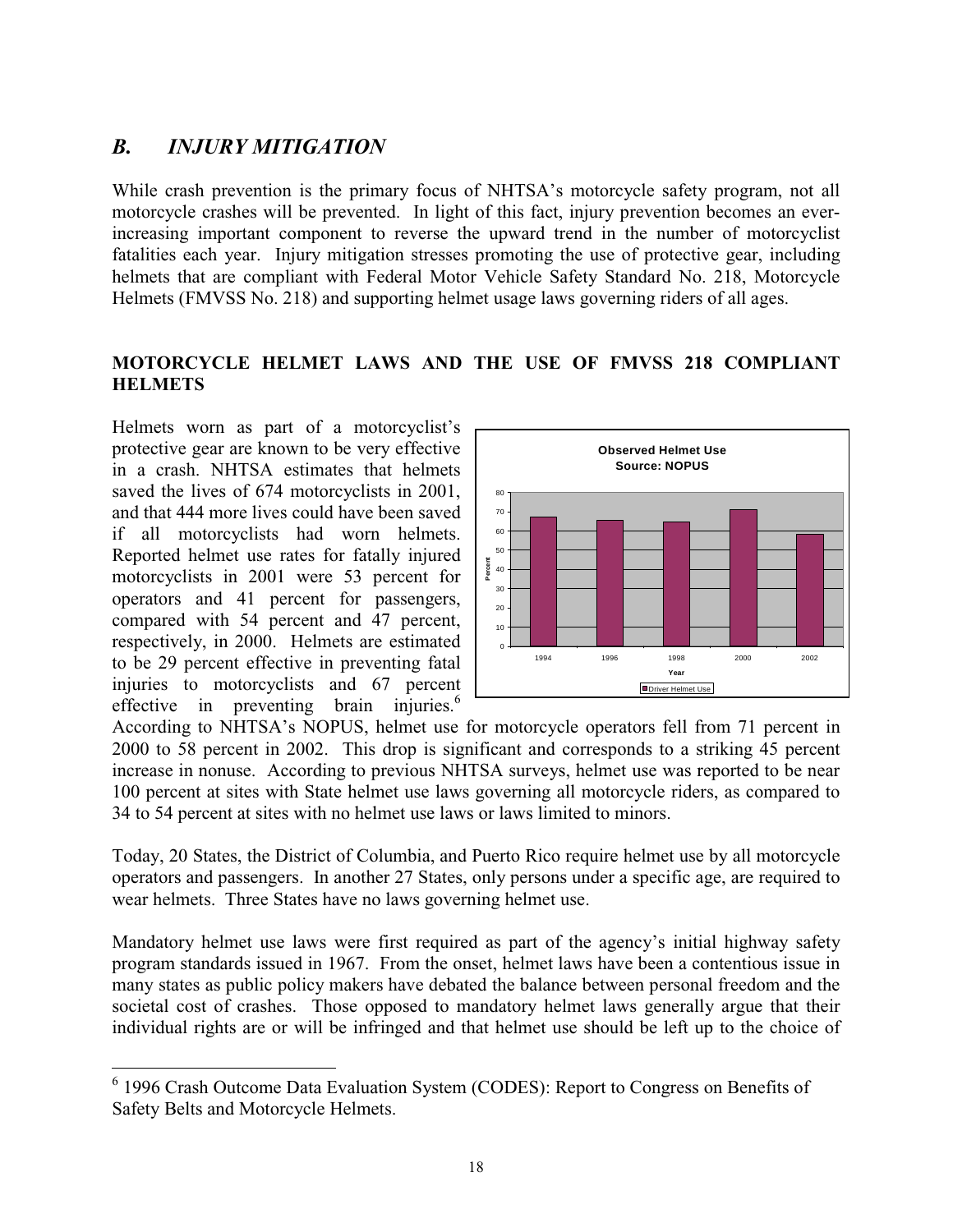## *B. INJURY MITIGATION*

While crash prevention is the primary focus of NHTSA's motorcycle safety program, not all motorcycle crashes will be prevented. In light of this fact, injury prevention becomes an ever-increasing important component to reverse the upward trend in the number of motorcyclist fatalities each year. Injury mitigation stresses promoting the use of protective gear, including helmets that are compliant with Federal Motor Vehicle Safety Standard No. 218, Motorcycle Helmets (FMVSS No. 218) and supporting helmet usage laws governing riders of all ages.

### MOTORCYCLE HELMET LAWS AND THE USE OF FMVSS 218 COMPLIANT HELMETS

Helmets worn as part of a motorcyclist's protective gear are known to be very effective in a crash. NHTSA estimates that helmets saved the lives of 674 motorcyclists in 2001, and that 444 more lives could have been saved if all motorcyclists had worn helmets. Reported helmet use rates for fatally injured motorcyclists in 2001 were 53 percent for operators and 41 percent for passengers, compared with 54 percent and 47 percent, respectively, in 2000. Helmets are estimated to be 29 percent effective in preventing fatal injuries to motorcyclists and 67 percent effective in preventing brain injuries.[6]

**Observed Helmet Use**
**Source: NOPUS**

According to NHTSA's NOPUS, helmet use for motorcycle operators fell from 71 percent in 2000 to 58 percent in 2002. This drop is significant and corresponds to a striking 45 percent increase in nonuse. According to previous NHTSA surveys, helmet use was reported to be near 100 percent at sites with State helmet use laws governing all motorcycle riders, as compared to 34 to 54 percent at sites with no helmet use laws or laws limited to minors.

Today, 20 States, the District of Columbia, and Puerto Rico require helmet use by all motorcycle operators and passengers. In another 27 States, only persons under a specific age, are required to wear helmets. Three States have no laws governing helmet use.

Mandatory helmet use laws were first required as part of the agency's initial highway safety program standards issued in 1967. From the onset, helmet laws have been a contentious issue in many states as public policy makers have debated the balance between personal freedom and the societal cost of crashes. Those opposed to mandatory helmet laws generally argue that their individual rights are or will be infringed and that helmet use should be left up to the choice of

---

[6] 1996 Crash Outcome Data Evaluation System (CODES): Report to Congress on Benefits of Safety Belts and Motorcycle Helmets.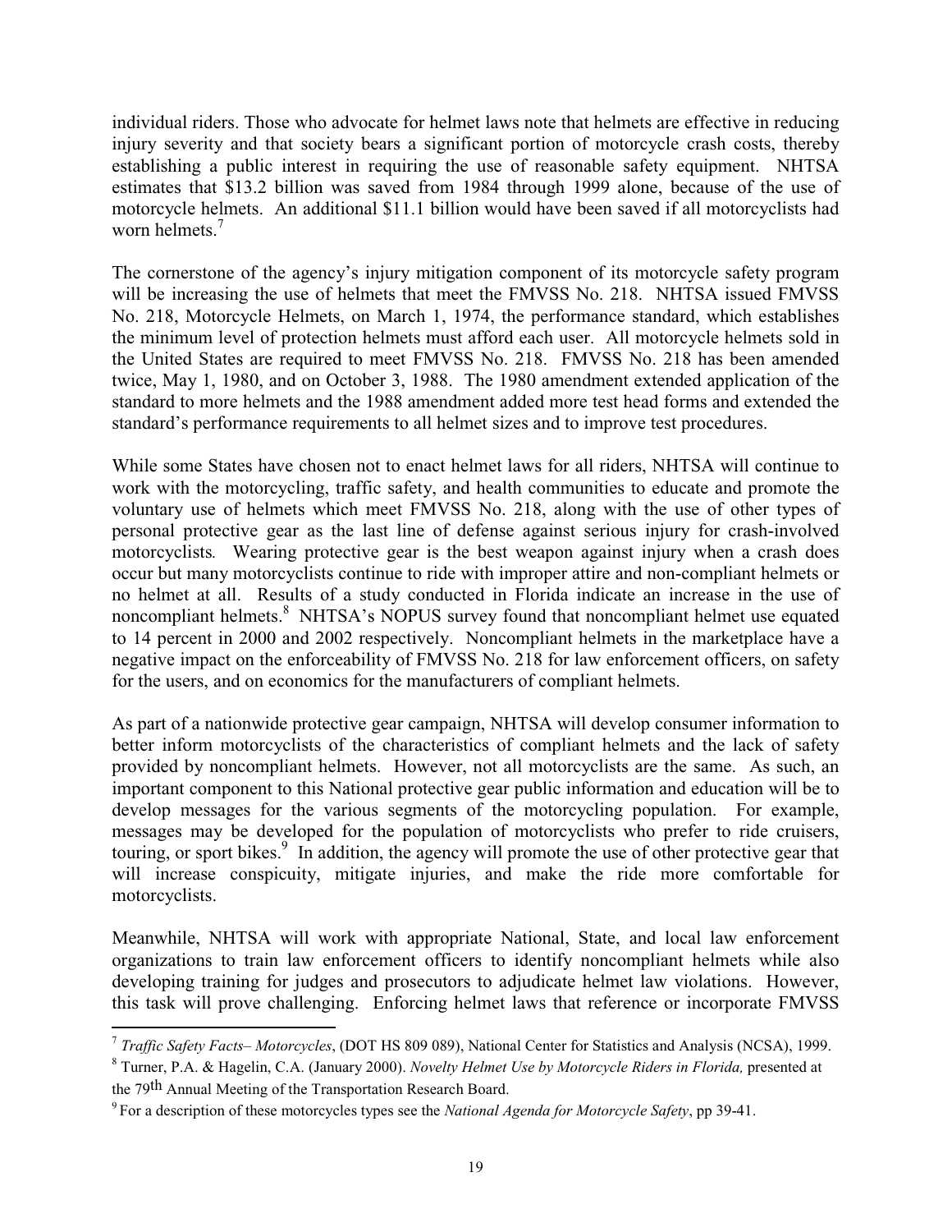individual riders. Those who advocate for helmet laws note that helmets are effective in reducing injury severity and that society bears a significant portion of motorcycle crash costs, thereby establishing a public interest in requiring the use of reasonable safety equipment. NHTSA estimates that $13.2 billion was saved from 1984 through 1999 alone, because of the use of motorcycle helmets. An additional $11.1 billion would have been saved if all motorcyclists had worn helmets.[7]

The cornerstone of the agency's injury mitigation component of its motorcycle safety program will be increasing the use of helmets that meet the FMVSS No. 218. NHTSA issued FMVSS No. 218, Motorcycle Helmets, on March 1, 1974, the performance standard, which establishes the minimum level of protection helmets must afford each user. All motorcycle helmets sold in the United States are required to meet FMVSS No. 218. FMVSS No. 218 has been amended twice, May 1, 1980, and on October 3, 1988. The 1980 amendment extended application of the standard to more helmets and the 1988 amendment added more test head forms and extended the standard's performance requirements to all helmet sizes and to improve test procedures.

While some States have chosen not to enact helmet laws for all riders, NHTSA will continue to work with the motorcycling, traffic safety, and health communities to educate and promote the voluntary use of helmets which meet FMVSS No. 218, along with the use of other types of personal protective gear as the last line of defense against serious injury for crash-involved motorcyclists*.* Wearing protective gear is the best weapon against injury when a crash does occur but many motorcyclists continue to ride with improper attire and non-compliant helmets or no helmet at all. Results of a study conducted in Florida indicate an increase in the use of noncompliant helmets.[8] NHTSA's NOPUS survey found that noncompliant helmet use equated to 14 percent in 2000 and 2002 respectively. Noncompliant helmets in the marketplace have a negative impact on the enforceability of FMVSS No. 218 for law enforcement officers, on safety for the users, and on economics for the manufacturers of compliant helmets.

As part of a nationwide protective gear campaign, NHTSA will develop consumer information to better inform motorcyclists of the characteristics of compliant helmets and the lack of safety provided by noncompliant helmets. However, not all motorcyclists are the same. As such, an important component to this National protective gear public information and education will be to develop messages for the various segments of the motorcycling population. For example, messages may be developed for the population of motorcyclists who prefer to ride cruisers, touring, or sport bikes.[9] In addition, the agency will promote the use of other protective gear that will increase conspicuity, mitigate injuries, and make the ride more comfortable for motorcyclists.

Meanwhile, NHTSA will work with appropriate National, State, and local law enforcement organizations to train law enforcement officers to identify noncompliant helmets while also developing training for judges and prosecutors to adjudicate helmet law violations. However, this task will prove challenging. Enforcing helmet laws that reference or incorporate FMVSS

---

[7] *Traffic Safety Facts– Motorcycles*, (DOT HS 809 089), National Center for Statistics and Analysis (NCSA), 1999.

[8] Turner, P.A. & Hagelin, C.A. (January 2000). *Novelty Helmet Use by Motorcycle Riders in Florida,* presented at the 79th Annual Meeting of the Transportation Research Board.

[9] For a description of these motorcycles types see the *National Agenda for Motorcycle Safety*, pp 39-41.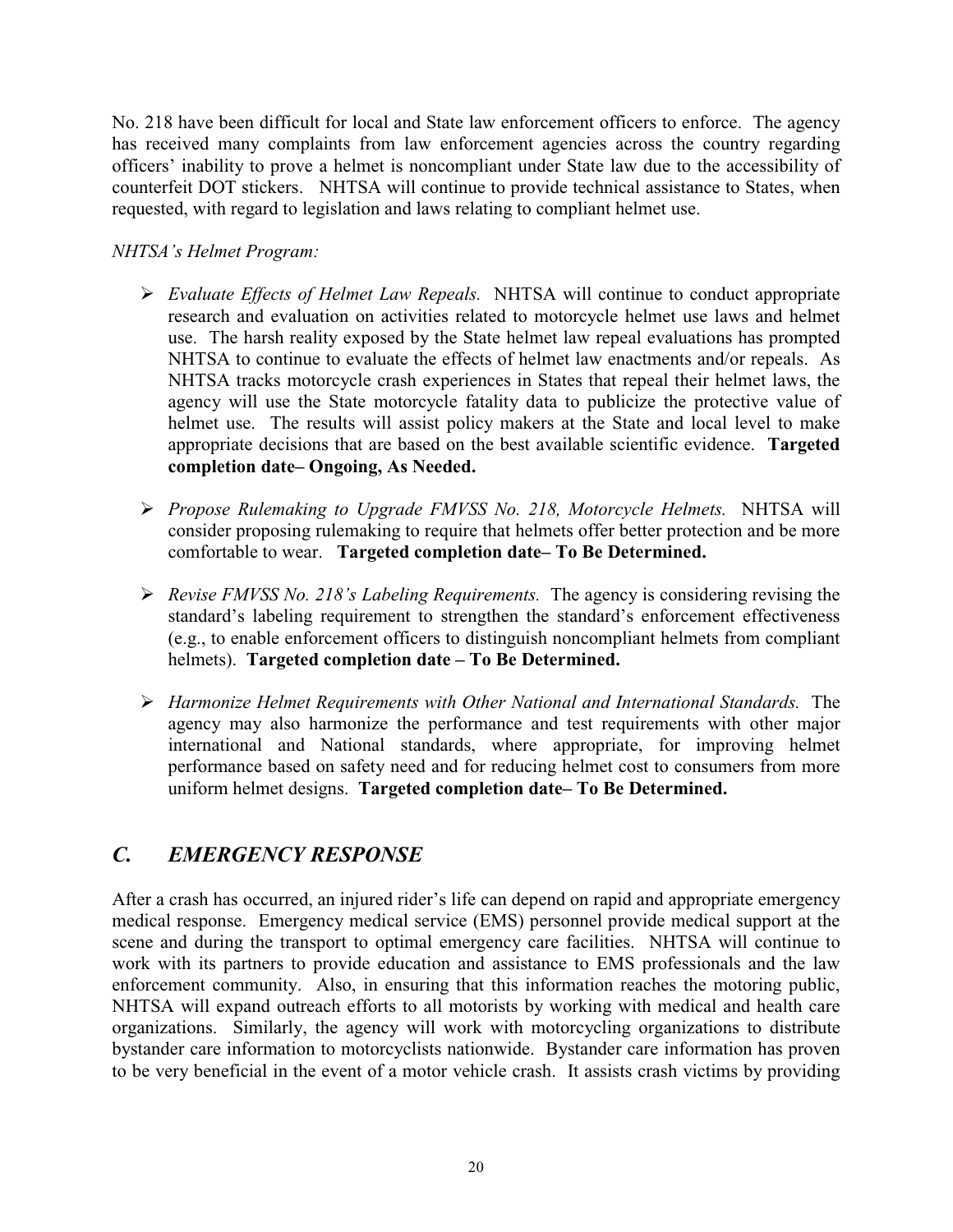No. 218 have been difficult for local and State law enforcement officers to enforce. The agency has received many complaints from law enforcement agencies across the country regarding officers' inability to prove a helmet is noncompliant under State law due to the accessibility of counterfeit DOT stickers. NHTSA will continue to provide technical assistance to States, when requested, with regard to legislation and laws relating to compliant helmet use.

*NHTSA's Helmet Program:*

- *Evaluate Effects of Helmet Law Repeals.* NHTSA will continue to conduct appropriate research and evaluation on activities related to motorcycle helmet use laws and helmet use. The harsh reality exposed by the State helmet law repeal evaluations has prompted NHTSA to continue to evaluate the effects of helmet law enactments and/or repeals. As NHTSA tracks motorcycle crash experiences in States that repeal their helmet laws, the agency will use the State motorcycle fatality data to publicize the protective value of helmet use. The results will assist policy makers at the State and local level to make appropriate decisions that are based on the best available scientific evidence. **Targeted completion date– Ongoing, As Needed.**

- *Propose Rulemaking to Upgrade FMVSS No. 218, Motorcycle Helmets.* NHTSA will consider proposing rulemaking to require that helmets offer better protection and be more comfortable to wear. **Targeted completion date– To Be Determined.**

- *Revise FMVSS No. 218's Labeling Requirements.* The agency is considering revising the standard's labeling requirement to strengthen the standard's enforcement effectiveness (e.g., to enable enforcement officers to distinguish noncompliant helmets from compliant helmets). **Targeted completion date – To Be Determined.**

- *Harmonize Helmet Requirements with Other National and International Standards.* The agency may also harmonize the performance and test requirements with other major international and National standards, where appropriate, for improving helmet performance based on safety need and for reducing helmet cost to consumers from more uniform helmet designs. **Targeted completion date– To Be Determined.**

## *C. EMERGENCY RESPONSE*

After a crash has occurred, an injured rider's life can depend on rapid and appropriate emergency medical response. Emergency medical service (EMS) personnel provide medical support at the scene and during the transport to optimal emergency care facilities. NHTSA will continue to work with its partners to provide education and assistance to EMS professionals and the law enforcement community. Also, in ensuring that this information reaches the motoring public, NHTSA will expand outreach efforts to all motorists by working with medical and health care organizations. Similarly, the agency will work with motorcycling organizations to distribute bystander care information to motorcyclists nationwide. Bystander care information has proven to be very beneficial in the event of a motor vehicle crash. It assists crash victims by providing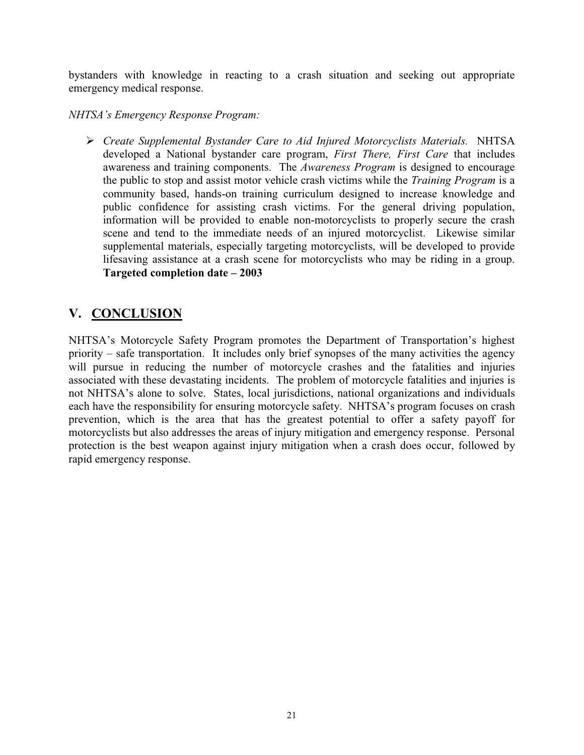bystanders with knowledge in reacting to a crash situation and seeking out appropriate emergency medical response.

*NHTSA's Emergency Response Program:*

- *Create Supplemental Bystander Care to Aid Injured Motorcyclists Materials.* NHTSA developed a National bystander care program, *First There, First Care* that includes awareness and training components. The *Awareness Program* is designed to encourage the public to stop and assist motor vehicle crash victims while the *Training Program* is a community based, hands-on training curriculum designed to increase knowledge and public confidence for assisting crash victims. For the general driving population, information will be provided to enable non-motorcyclists to properly secure the crash scene and tend to the immediate needs of an injured motorcyclist. Likewise similar supplemental materials, especially targeting motorcyclists, will be developed to provide lifesaving assistance at a crash scene for motorcyclists who may be riding in a group. **Targeted completion date – 2003**

## V. CONCLUSION

NHTSA's Motorcycle Safety Program promotes the Department of Transportation's highest priority – safe transportation. It includes only brief synopses of the many activities the agency will pursue in reducing the number of motorcycle crashes and the fatalities and injuries associated with these devastating incidents. The problem of motorcycle fatalities and injuries is not NHTSA's alone to solve. States, local jurisdictions, national organizations and individuals each have the responsibility for ensuring motorcycle safety. NHTSA's program focuses on crash prevention, which is the area that has the greatest potential to offer a safety payoff for motorcyclists but also addresses the areas of injury mitigation and emergency response. Personal protection is the best weapon against injury mitigation when a crash does occur, followed by rapid emergency response.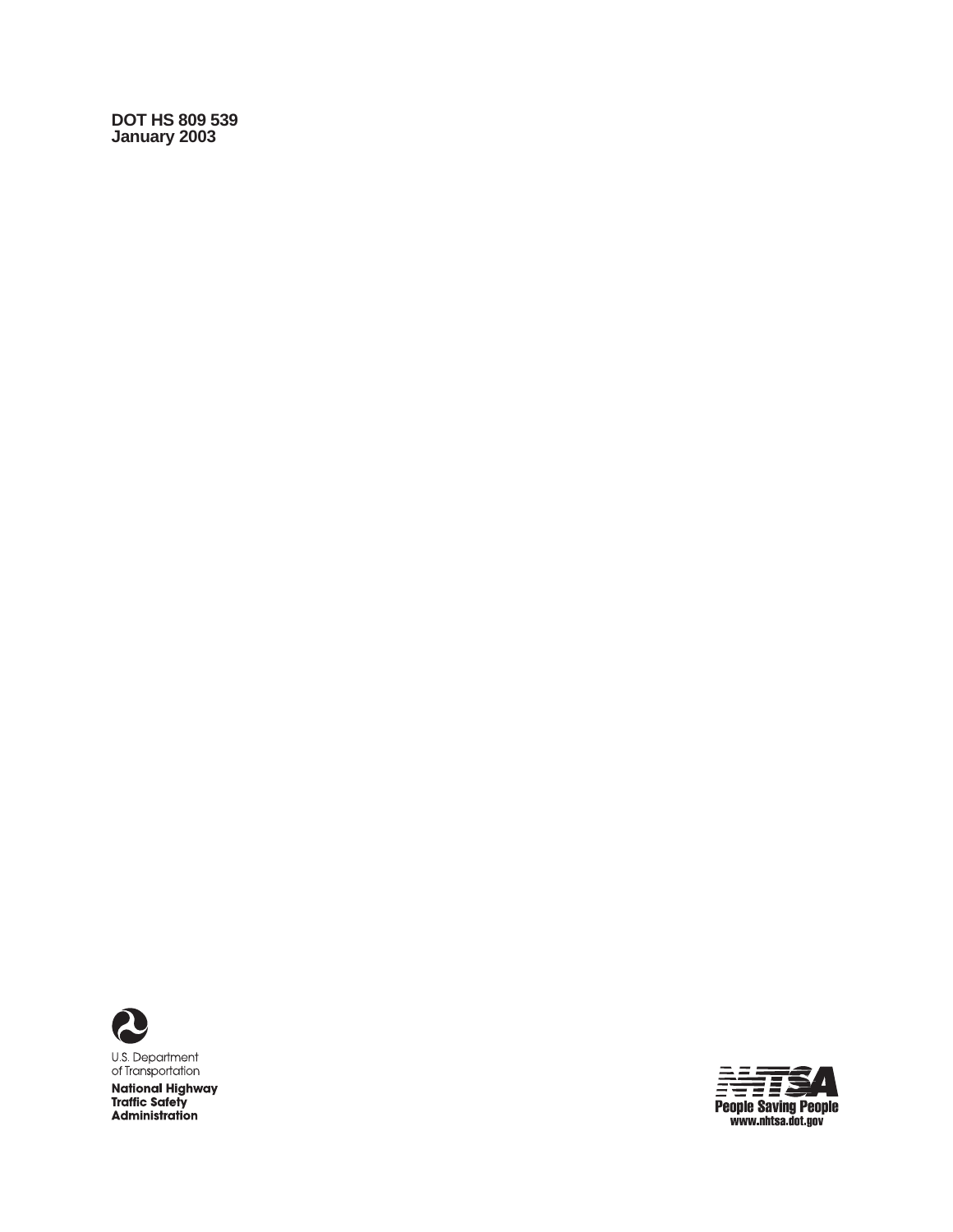DOT HS 809 539
January 2003

U.S. Department
of Transportation

**National Highway Traffic Safety Administration**

**People Saving People**
**www.nhtsa.dot.gov**